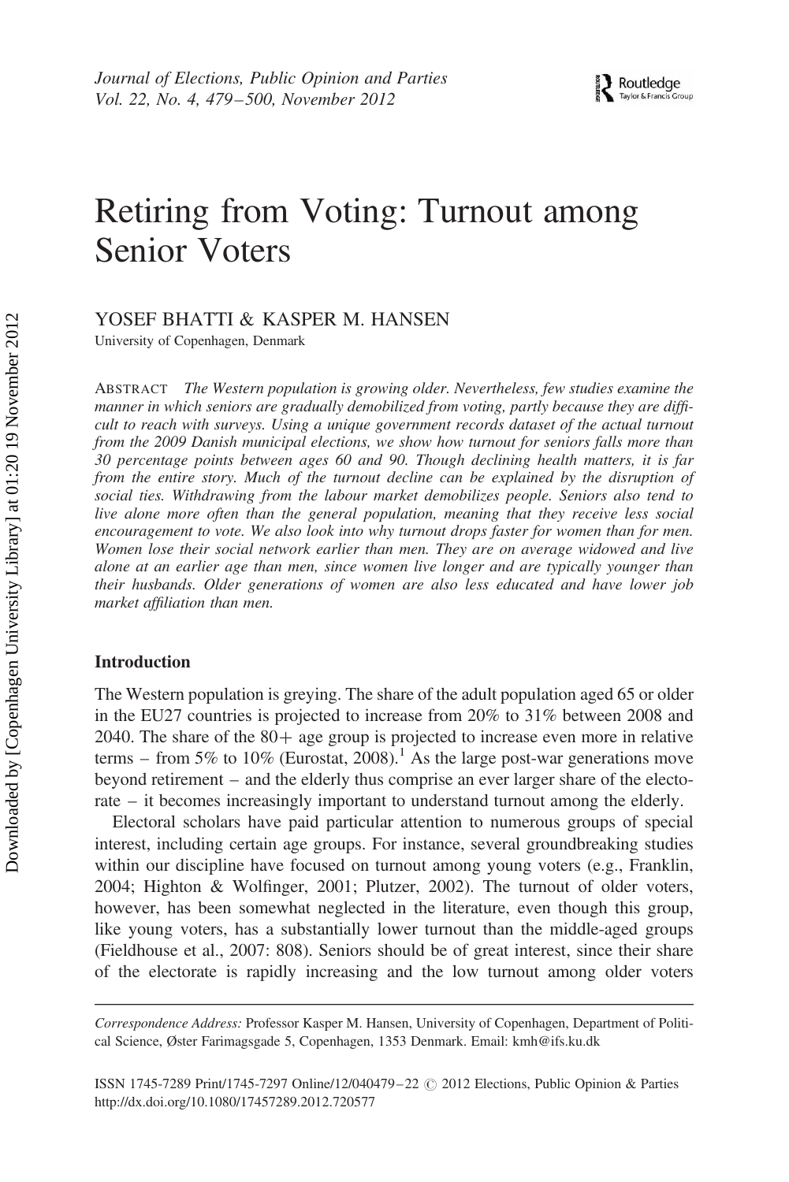# Retiring from Voting: Turnout among Senior Voters

YOSEF BHATTI & KASPER M. HANSEN

University of Copenhagen, Denmark

ABSTRACT *The Western population is growing older. Nevertheless, few studies examine the manner in which seniors are gradually demobilized from voting, partly because they are difficult to reach with surveys. Using a unique government records dataset of the actual turnout from the 2009 Danish municipal elections, we show how turnout for seniors falls more than 30 percentage points between ages 60 and 90. Though declining health matters, it is far from the entire story. Much of the turnout decline can be explained by the disruption of social ties. Withdrawing from the labour market demobilizes people. Seniors also tend to live alone more often than the general population, meaning that they receive less social encouragement to vote. We also look into why turnout drops faster for women than for men. Women lose their social network earlier than men. They are on average widowed and live alone at an earlier age than men, since women live longer and are typically younger than their husbands. Older generations of women are also less educated and have lower job market affiliation than men.*

## Introduction

The Western population is greying. The share of the adult population aged 65 or older in the EU27 countries is projected to increase from 20% to 31% between 2008 and 2040. The share of the 80+ age group is projected to increase even more in relative terms – from 5% to 10% (Eurostat, 2008).[1] As the large post-war generations move beyond retirement – and the elderly thus comprise an ever larger share of the electorate – it becomes increasingly important to understand turnout among the elderly.

Electoral scholars have paid particular attention to numerous groups of special interest, including certain age groups. For instance, several groundbreaking studies within our discipline have focused on turnout among young voters (e.g., Franklin, 2004; Highton & Wolfinger, 2001; Plutzer, 2002). The turnout of older voters, however, has been somewhat neglected in the literature, even though this group, like young voters, has a substantially lower turnout than the middle-aged groups (Fieldhouse et al., 2007: 808). Seniors should be of great interest, since their share of the electorate is rapidly increasing and the low turnout among older voters

---

*Correspondence Address:* Professor Kasper M. Hansen, University of Copenhagen, Department of Political Science, Øster Farimagsgade 5, Copenhagen, 1353 Denmark. Email: kmh@ifs.ku.dk

ISSN 1745-7289 Print/1745-7297 Online/12/040479–22 © 2012 Elections, Public Opinion & Parties
http://dx.doi.org/10.1080/17457289.2012.720577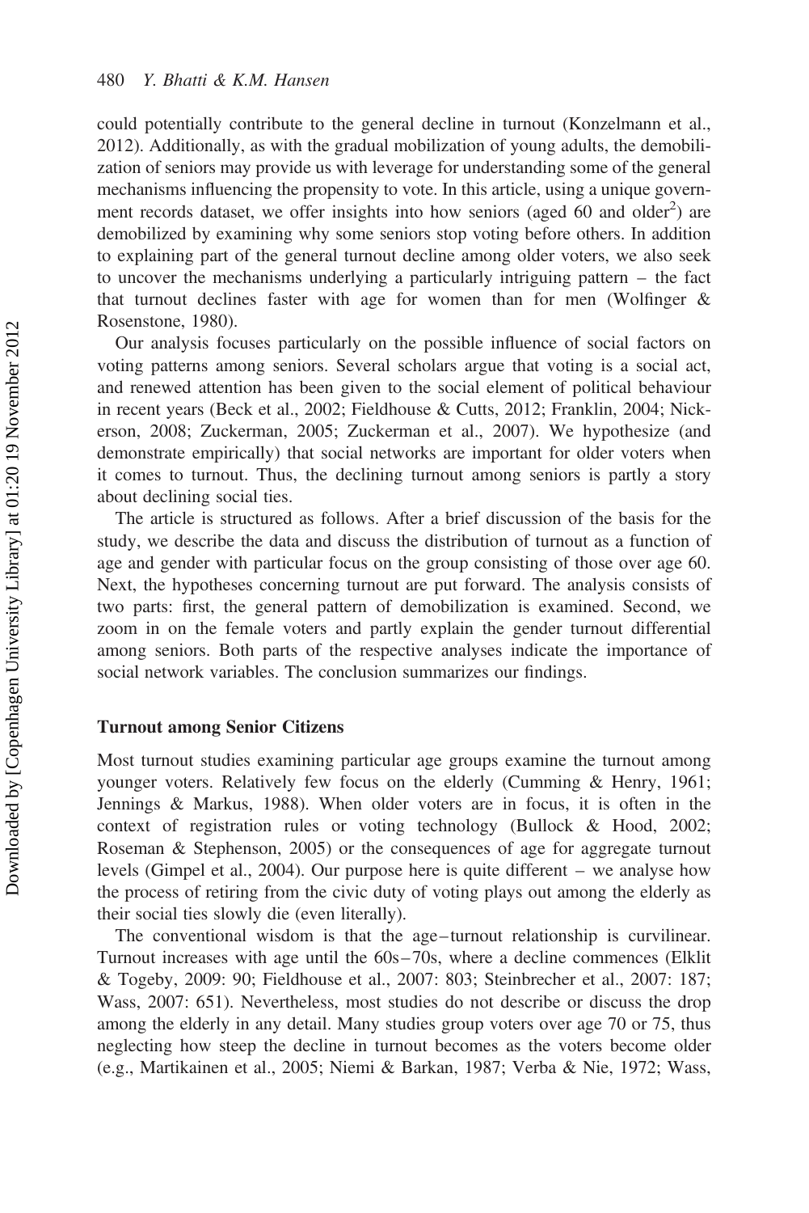could potentially contribute to the general decline in turnout (Konzelmann et al., 2012). Additionally, as with the gradual mobilization of young adults, the demobilization of seniors may provide us with leverage for understanding some of the general mechanisms influencing the propensity to vote. In this article, using a unique government records dataset, we offer insights into how seniors (aged 60 and older[2]) are demobilized by examining why some seniors stop voting before others. In addition to explaining part of the general turnout decline among older voters, we also seek to uncover the mechanisms underlying a particularly intriguing pattern – the fact that turnout declines faster with age for women than for men (Wolfinger & Rosenstone, 1980).

Our analysis focuses particularly on the possible influence of social factors on voting patterns among seniors. Several scholars argue that voting is a social act, and renewed attention has been given to the social element of political behaviour in recent years (Beck et al., 2002; Fieldhouse & Cutts, 2012; Franklin, 2004; Nickerson, 2008; Zuckerman, 2005; Zuckerman et al., 2007). We hypothesize (and demonstrate empirically) that social networks are important for older voters when it comes to turnout. Thus, the declining turnout among seniors is partly a story about declining social ties.

The article is structured as follows. After a brief discussion of the basis for the study, we describe the data and discuss the distribution of turnout as a function of age and gender with particular focus on the group consisting of those over age 60. Next, the hypotheses concerning turnout are put forward. The analysis consists of two parts: first, the general pattern of demobilization is examined. Second, we zoom in on the female voters and partly explain the gender turnout differential among seniors. Both parts of the respective analyses indicate the importance of social network variables. The conclusion summarizes our findings.

## Turnout among Senior Citizens

Most turnout studies examining particular age groups examine the turnout among younger voters. Relatively few focus on the elderly (Cumming & Henry, 1961; Jennings & Markus, 1988). When older voters are in focus, it is often in the context of registration rules or voting technology (Bullock & Hood, 2002; Roseman & Stephenson, 2005) or the consequences of age for aggregate turnout levels (Gimpel et al., 2004). Our purpose here is quite different – we analyse how the process of retiring from the civic duty of voting plays out among the elderly as their social ties slowly die (even literally).

The conventional wisdom is that the age–turnout relationship is curvilinear. Turnout increases with age until the 60s–70s, where a decline commences (Elklit & Togeby, 2009: 90; Fieldhouse et al., 2007: 803; Steinbrecher et al., 2007: 187; Wass, 2007: 651). Nevertheless, most studies do not describe or discuss the drop among the elderly in any detail. Many studies group voters over age 70 or 75, thus neglecting how steep the decline in turnout becomes as the voters become older (e.g., Martikainen et al., 2005; Niemi & Barkan, 1987; Verba & Nie, 1972; Wass,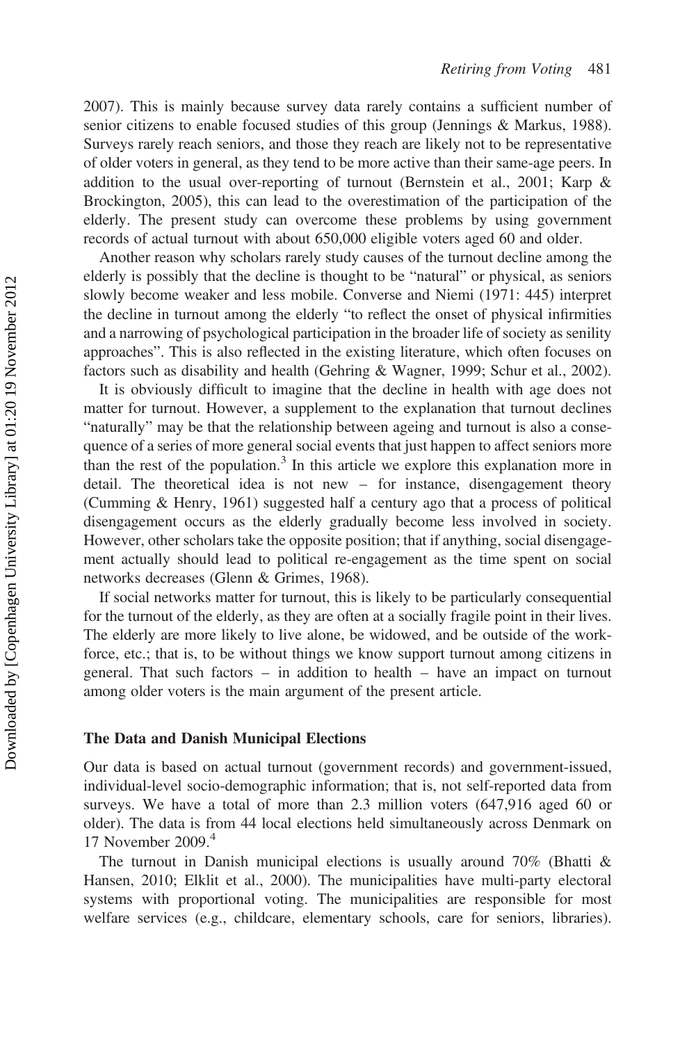2007). This is mainly because survey data rarely contains a sufficient number of senior citizens to enable focused studies of this group (Jennings & Markus, 1988). Surveys rarely reach seniors, and those they reach are likely not to be representative of older voters in general, as they tend to be more active than their same-age peers. In addition to the usual over-reporting of turnout (Bernstein et al., 2001; Karp & Brockington, 2005), this can lead to the overestimation of the participation of the elderly. The present study can overcome these problems by using government records of actual turnout with about 650,000 eligible voters aged 60 and older.

Another reason why scholars rarely study causes of the turnout decline among the elderly is possibly that the decline is thought to be "natural" or physical, as seniors slowly become weaker and less mobile. Converse and Niemi (1971: 445) interpret the decline in turnout among the elderly "to reflect the onset of physical infirmities and a narrowing of psychological participation in the broader life of society as senility approaches". This is also reflected in the existing literature, which often focuses on factors such as disability and health (Gehring & Wagner, 1999; Schur et al., 2002).

It is obviously difficult to imagine that the decline in health with age does not matter for turnout. However, a supplement to the explanation that turnout declines "naturally" may be that the relationship between ageing and turnout is also a consequence of a series of more general social events that just happen to affect seniors more than the rest of the population.[3] In this article we explore this explanation more in detail. The theoretical idea is not new – for instance, disengagement theory (Cumming & Henry, 1961) suggested half a century ago that a process of political disengagement occurs as the elderly gradually become less involved in society. However, other scholars take the opposite position; that if anything, social disengagement actually should lead to political re-engagement as the time spent on social networks decreases (Glenn & Grimes, 1968).

If social networks matter for turnout, this is likely to be particularly consequential for the turnout of the elderly, as they are often at a socially fragile point in their lives. The elderly are more likely to live alone, be widowed, and be outside of the workforce, etc.; that is, to be without things we know support turnout among citizens in general. That such factors – in addition to health – have an impact on turnout among older voters is the main argument of the present article.

## The Data and Danish Municipal Elections

Our data is based on actual turnout (government records) and government-issued, individual-level socio-demographic information; that is, not self-reported data from surveys. We have a total of more than 2.3 million voters (647,916 aged 60 or older). The data is from 44 local elections held simultaneously across Denmark on 17 November 2009.[4]

The turnout in Danish municipal elections is usually around 70% (Bhatti & Hansen, 2010; Elklit et al., 2000). The municipalities have multi-party electoral systems with proportional voting. The municipalities are responsible for most welfare services (e.g., childcare, elementary schools, care for seniors, libraries).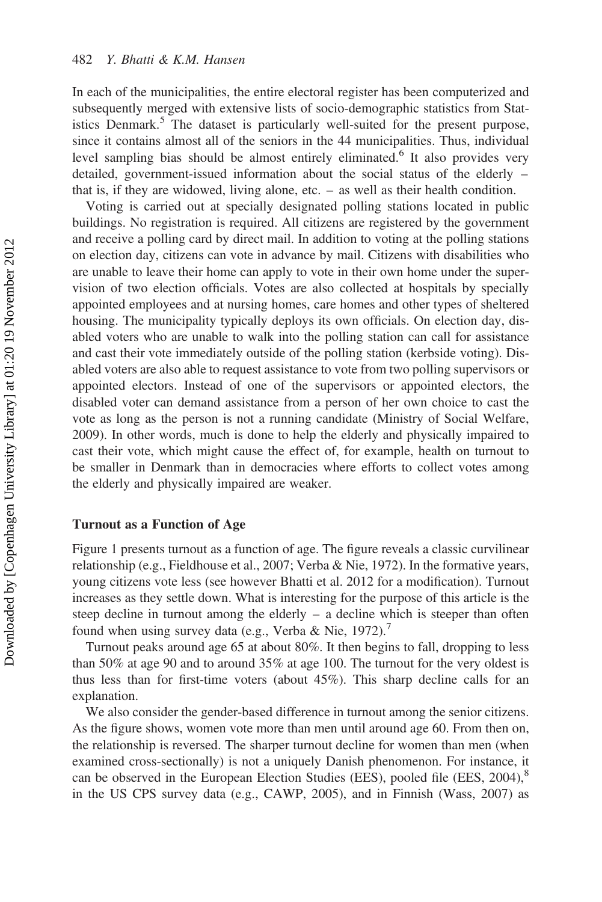In each of the municipalities, the entire electoral register has been computerized and subsequently merged with extensive lists of socio-demographic statistics from Statistics Denmark.[5] The dataset is particularly well-suited for the present purpose, since it contains almost all of the seniors in the 44 municipalities. Thus, individual level sampling bias should be almost entirely eliminated.[6] It also provides very detailed, government-issued information about the social status of the elderly – that is, if they are widowed, living alone, etc. – as well as their health condition.

Voting is carried out at specially designated polling stations located in public buildings. No registration is required. All citizens are registered by the government and receive a polling card by direct mail. In addition to voting at the polling stations on election day, citizens can vote in advance by mail. Citizens with disabilities who are unable to leave their home can apply to vote in their own home under the supervision of two election officials. Votes are also collected at hospitals by specially appointed employees and at nursing homes, care homes and other types of sheltered housing. The municipality typically deploys its own officials. On election day, disabled voters who are unable to walk into the polling station can call for assistance and cast their vote immediately outside of the polling station (kerbside voting). Disabled voters are also able to request assistance to vote from two polling supervisors or appointed electors. Instead of one of the supervisors or appointed electors, the disabled voter can demand assistance from a person of her own choice to cast the vote as long as the person is not a running candidate (Ministry of Social Welfare, 2009). In other words, much is done to help the elderly and physically impaired to cast their vote, which might cause the effect of, for example, health on turnout to be smaller in Denmark than in democracies where efforts to collect votes among the elderly and physically impaired are weaker.

## Turnout as a Function of Age

Figure 1 presents turnout as a function of age. The figure reveals a classic curvilinear relationship (e.g., Fieldhouse et al., 2007; Verba & Nie, 1972). In the formative years, young citizens vote less (see however Bhatti et al. 2012 for a modification). Turnout increases as they settle down. What is interesting for the purpose of this article is the steep decline in turnout among the elderly – a decline which is steeper than often found when using survey data (e.g., Verba & Nie, 1972).[7]

Turnout peaks around age 65 at about 80%. It then begins to fall, dropping to less than 50% at age 90 and to around 35% at age 100. The turnout for the very oldest is thus less than for first-time voters (about 45%). This sharp decline calls for an explanation.

We also consider the gender-based difference in turnout among the senior citizens. As the figure shows, women vote more than men until around age 60. From then on, the relationship is reversed. The sharper turnout decline for women than men (when examined cross-sectionally) is not a uniquely Danish phenomenon. For instance, it can be observed in the European Election Studies (EES), pooled file (EES, 2004),[8] in the US CPS survey data (e.g., CAWP, 2005), and in Finnish (Wass, 2007) as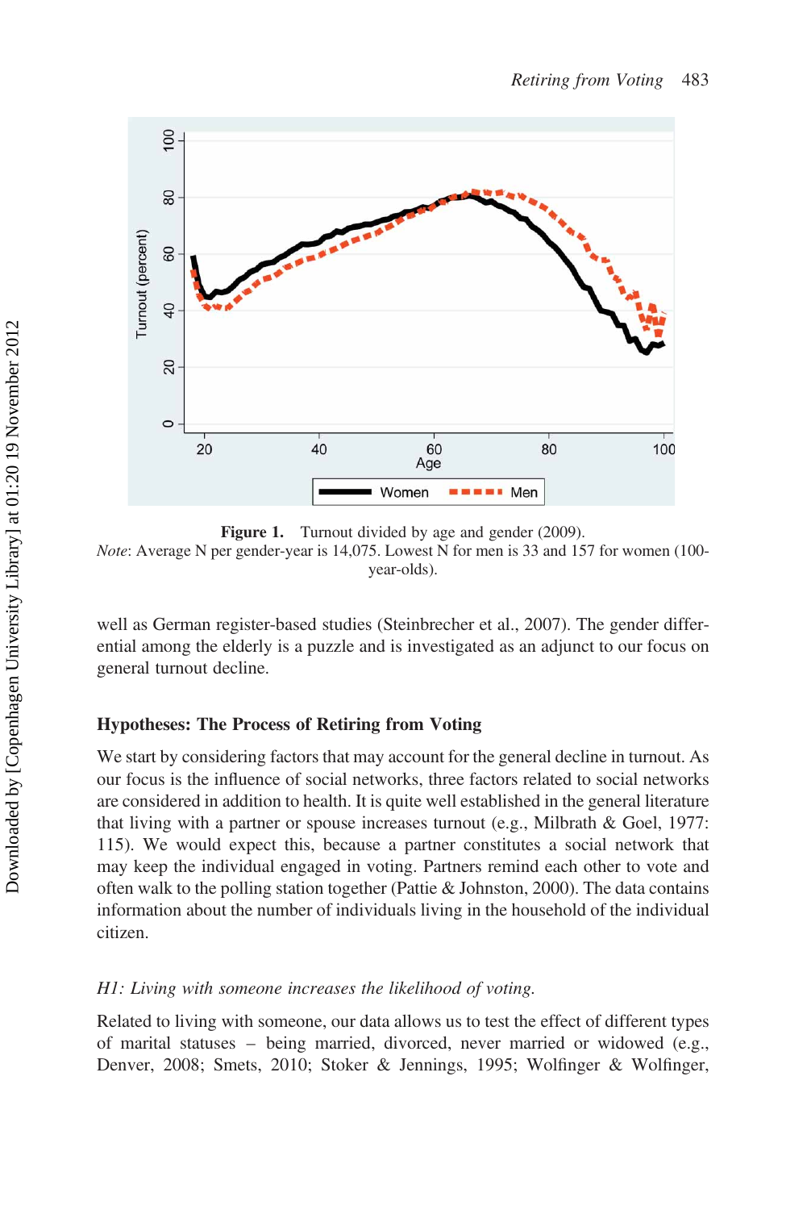**Figure 1.** Turnout divided by age and gender (2009).

*Note*: Average N per gender-year is 14,075. Lowest N for men is 33 and 157 for women (100-year-olds).

well as German register-based studies (Steinbrecher et al., 2007). The gender differential among the elderly is a puzzle and is investigated as an adjunct to our focus on general turnout decline.

## Hypotheses: The Process of Retiring from Voting

We start by considering factors that may account for the general decline in turnout. As our focus is the influence of social networks, three factors related to social networks are considered in addition to health. It is quite well established in the general literature that living with a partner or spouse increases turnout (e.g., Milbrath & Goel, 1977: 115). We would expect this, because a partner constitutes a social network that may keep the individual engaged in voting. Partners remind each other to vote and often walk to the polling station together (Pattie & Johnston, 2000). The data contains information about the number of individuals living in the household of the individual citizen.

*H1: Living with someone increases the likelihood of voting.*

Related to living with someone, our data allows us to test the effect of different types of marital statuses – being married, divorced, never married or widowed (e.g., Denver, 2008; Smets, 2010; Stoker & Jennings, 1995; Wolfinger & Wolfinger,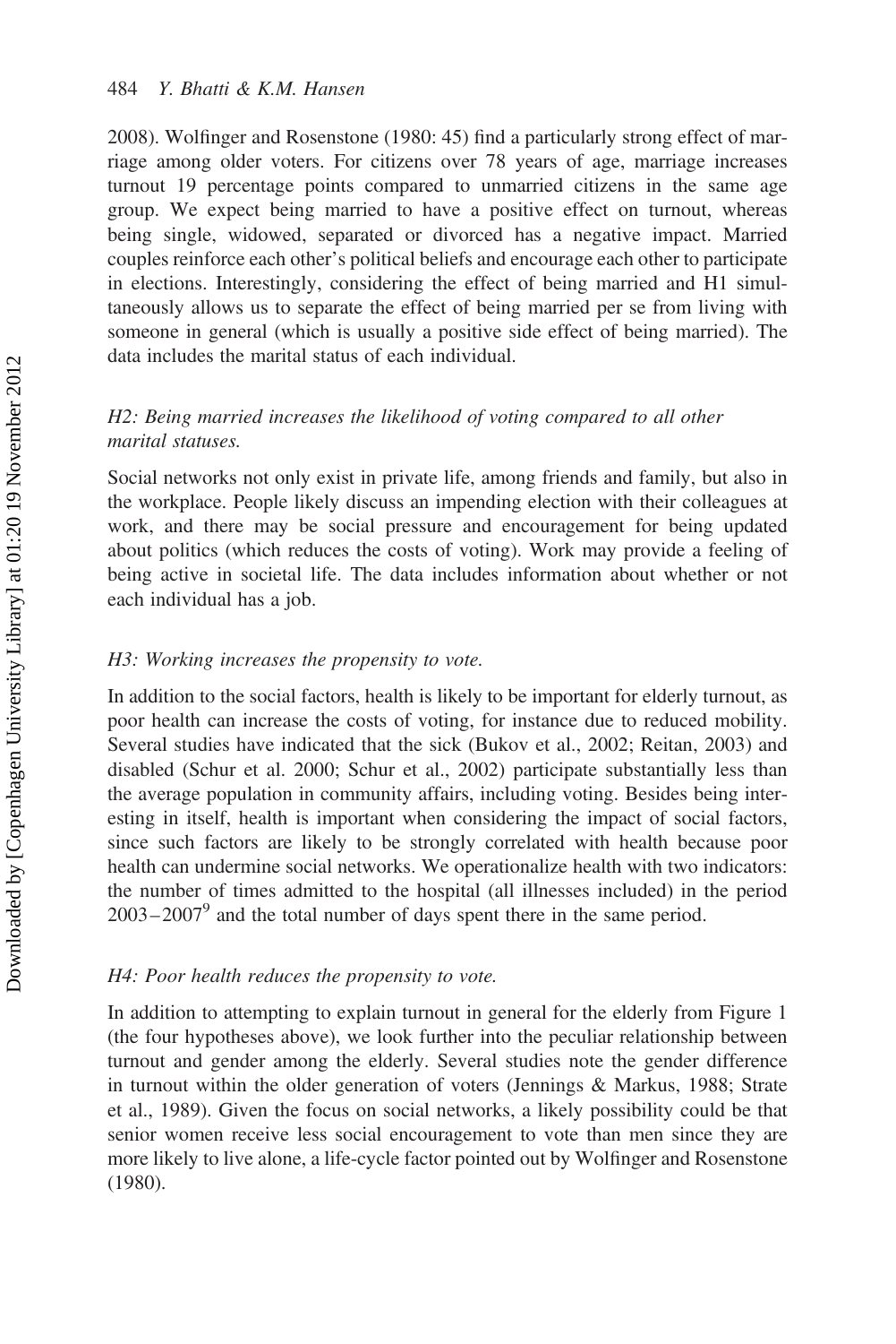2008). Wolfinger and Rosenstone (1980: 45) find a particularly strong effect of marriage among older voters. For citizens over 78 years of age, marriage increases turnout 19 percentage points compared to unmarried citizens in the same age group. We expect being married to have a positive effect on turnout, whereas being single, widowed, separated or divorced has a negative impact. Married couples reinforce each other's political beliefs and encourage each other to participate in elections. Interestingly, considering the effect of being married and H1 simultaneously allows us to separate the effect of being married per se from living with someone in general (which is usually a positive side effect of being married). The data includes the marital status of each individual.

*H2: Being married increases the likelihood of voting compared to all other marital statuses.*

Social networks not only exist in private life, among friends and family, but also in the workplace. People likely discuss an impending election with their colleagues at work, and there may be social pressure and encouragement for being updated about politics (which reduces the costs of voting). Work may provide a feeling of being active in societal life. The data includes information about whether or not each individual has a job.

*H3: Working increases the propensity to vote.*

In addition to the social factors, health is likely to be important for elderly turnout, as poor health can increase the costs of voting, for instance due to reduced mobility. Several studies have indicated that the sick (Bukov et al., 2002; Reitan, 2003) and disabled (Schur et al. 2000; Schur et al., 2002) participate substantially less than the average population in community affairs, including voting. Besides being interesting in itself, health is important when considering the impact of social factors, since such factors are likely to be strongly correlated with health because poor health can undermine social networks. We operationalize health with two indicators: the number of times admitted to the hospital (all illnesses included) in the period 2003–2007[9] and the total number of days spent there in the same period.

*H4: Poor health reduces the propensity to vote.*

In addition to attempting to explain turnout in general for the elderly from Figure 1 (the four hypotheses above), we look further into the peculiar relationship between turnout and gender among the elderly. Several studies note the gender difference in turnout within the older generation of voters (Jennings & Markus, 1988; Strate et al., 1989). Given the focus on social networks, a likely possibility could be that senior women receive less social encouragement to vote than men since they are more likely to live alone, a life-cycle factor pointed out by Wolfinger and Rosenstone (1980).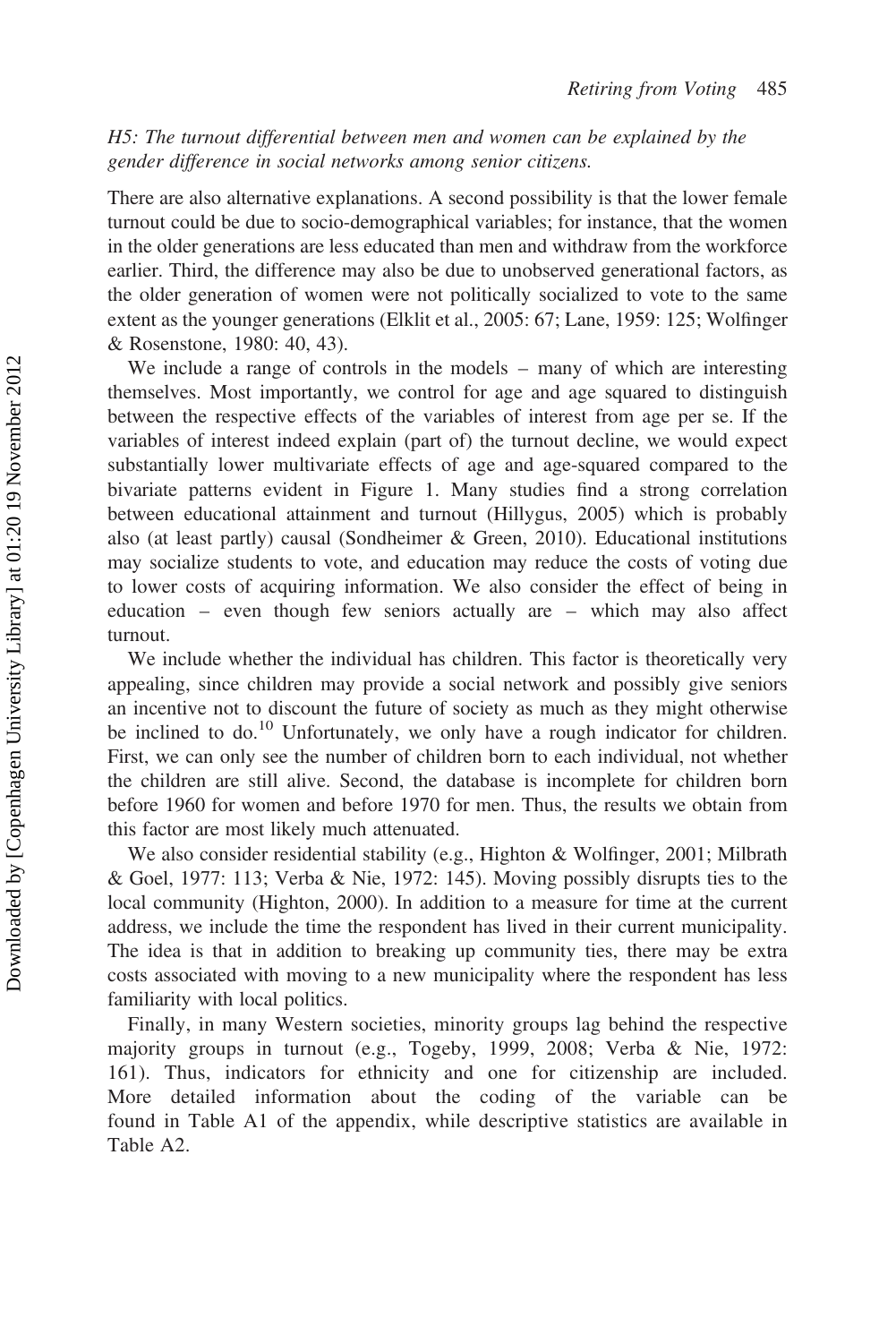*H5: The turnout differential between men and women can be explained by the gender difference in social networks among senior citizens.*

There are also alternative explanations. A second possibility is that the lower female turnout could be due to socio-demographical variables; for instance, that the women in the older generations are less educated than men and withdraw from the workforce earlier. Third, the difference may also be due to unobserved generational factors, as the older generation of women were not politically socialized to vote to the same extent as the younger generations (Elklit et al., 2005: 67; Lane, 1959: 125; Wolfinger & Rosenstone, 1980: 40, 43).

We include a range of controls in the models – many of which are interesting themselves. Most importantly, we control for age and age squared to distinguish between the respective effects of the variables of interest from age per se. If the variables of interest indeed explain (part of) the turnout decline, we would expect substantially lower multivariate effects of age and age-squared compared to the bivariate patterns evident in Figure 1. Many studies find a strong correlation between educational attainment and turnout (Hillygus, 2005) which is probably also (at least partly) causal (Sondheimer & Green, 2010). Educational institutions may socialize students to vote, and education may reduce the costs of voting due to lower costs of acquiring information. We also consider the effect of being in education – even though few seniors actually are – which may also affect turnout.

We include whether the individual has children. This factor is theoretically very appealing, since children may provide a social network and possibly give seniors an incentive not to discount the future of society as much as they might otherwise be inclined to do.[10] Unfortunately, we only have a rough indicator for children. First, we can only see the number of children born to each individual, not whether the children are still alive. Second, the database is incomplete for children born before 1960 for women and before 1970 for men. Thus, the results we obtain from this factor are most likely much attenuated.

We also consider residential stability (e.g., Highton & Wolfinger, 2001; Milbrath & Goel, 1977: 113; Verba & Nie, 1972: 145). Moving possibly disrupts ties to the local community (Highton, 2000). In addition to a measure for time at the current address, we include the time the respondent has lived in their current municipality. The idea is that in addition to breaking up community ties, there may be extra costs associated with moving to a new municipality where the respondent has less familiarity with local politics.

Finally, in many Western societies, minority groups lag behind the respective majority groups in turnout (e.g., Togeby, 1999, 2008; Verba & Nie, 1972: 161). Thus, indicators for ethnicity and one for citizenship are included. More detailed information about the coding of the variable can be found in Table A1 of the appendix, while descriptive statistics are available in Table A2.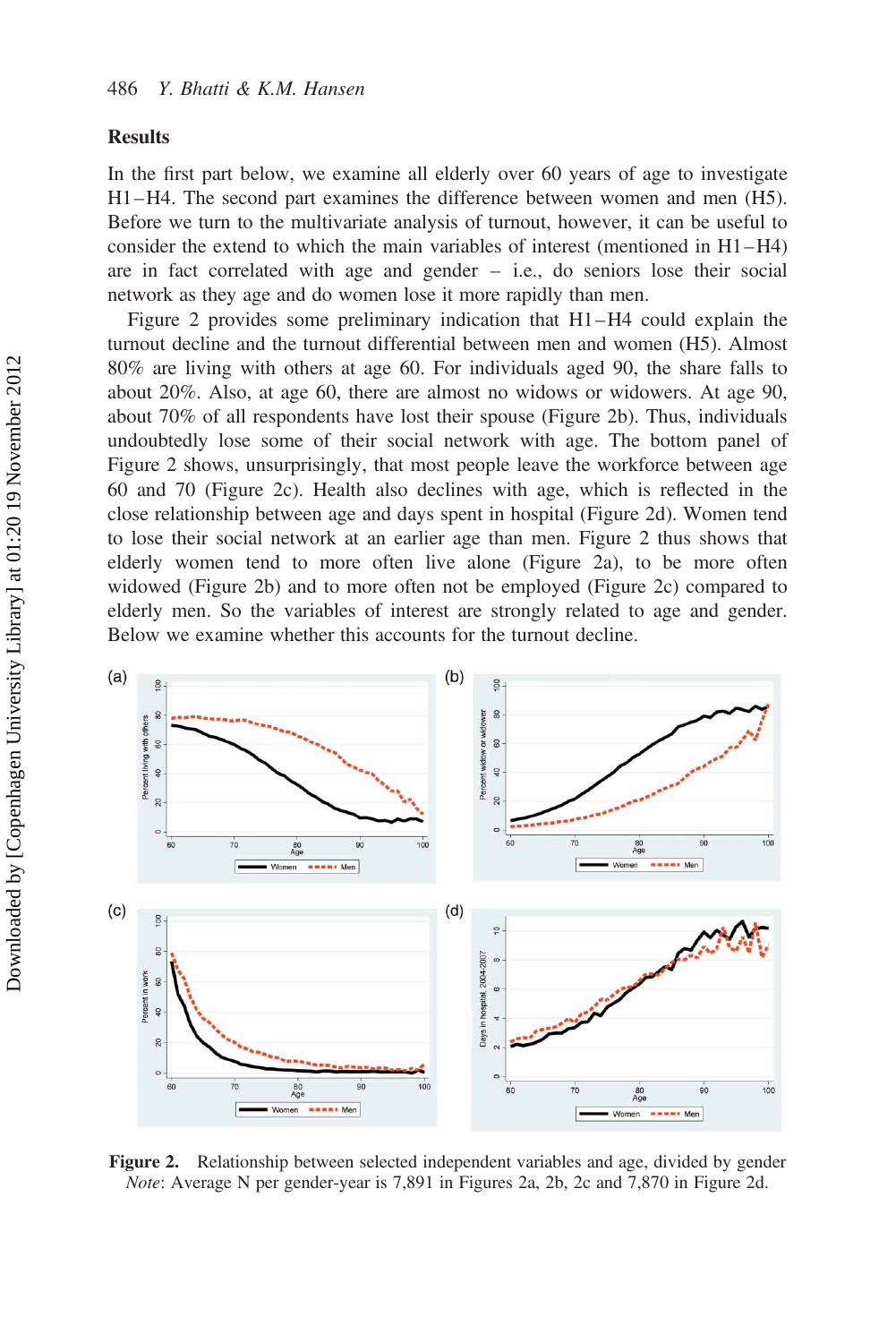## Results

In the first part below, we examine all elderly over 60 years of age to investigate H1–H4. The second part examines the difference between women and men (H5). Before we turn to the multivariate analysis of turnout, however, it can be useful to consider the extend to which the main variables of interest (mentioned in H1–H4) are in fact correlated with age and gender – i.e., do seniors lose their social network as they age and do women lose it more rapidly than men.

Figure 2 provides some preliminary indication that H1–H4 could explain the turnout decline and the turnout differential between men and women (H5). Almost 80% are living with others at age 60. For individuals aged 90, the share falls to about 20%. Also, at age 60, there are almost no widows or widowers. At age 90, about 70% of all respondents have lost their spouse (Figure 2b). Thus, individuals undoubtedly lose some of their social network with age. The bottom panel of Figure 2 shows, unsurprisingly, that most people leave the workforce between age 60 and 70 (Figure 2c). Health also declines with age, which is reflected in the close relationship between age and days spent in hospital (Figure 2d). Women tend to lose their social network at an earlier age than men. Figure 2 thus shows that elderly women tend to more often live alone (Figure 2a), to be more often widowed (Figure 2b) and to more often not be employed (Figure 2c) compared to elderly men. So the variables of interest are strongly related to age and gender. Below we examine whether this accounts for the turnout decline.

**Figure 2.** Relationship between selected independent variables and age, divided by gender
*Note*: Average N per gender-year is 7,891 in Figures 2a, 2b, 2c and 7,870 in Figure 2d.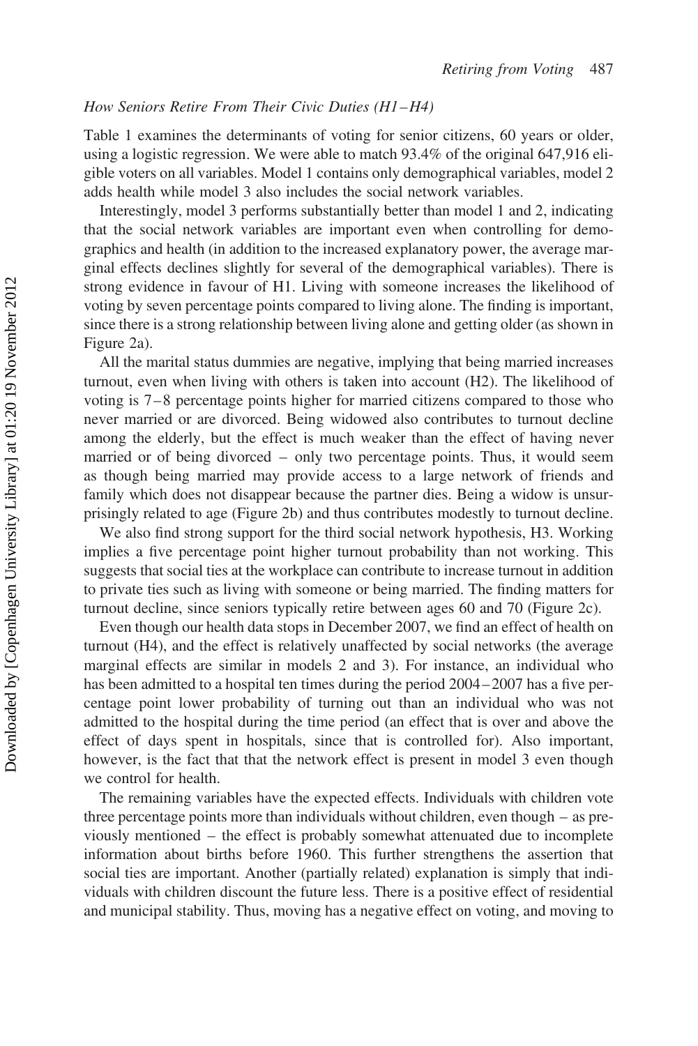*How Seniors Retire From Their Civic Duties (H1–H4)*

Table 1 examines the determinants of voting for senior citizens, 60 years or older, using a logistic regression. We were able to match 93.4% of the original 647,916 eligible voters on all variables. Model 1 contains only demographical variables, model 2 adds health while model 3 also includes the social network variables.

Interestingly, model 3 performs substantially better than model 1 and 2, indicating that the social network variables are important even when controlling for demographics and health (in addition to the increased explanatory power, the average marginal effects declines slightly for several of the demographical variables). There is strong evidence in favour of H1. Living with someone increases the likelihood of voting by seven percentage points compared to living alone. The finding is important, since there is a strong relationship between living alone and getting older (as shown in Figure 2a).

All the marital status dummies are negative, implying that being married increases turnout, even when living with others is taken into account (H2). The likelihood of voting is 7–8 percentage points higher for married citizens compared to those who never married or are divorced. Being widowed also contributes to turnout decline among the elderly, but the effect is much weaker than the effect of having never married or of being divorced – only two percentage points. Thus, it would seem as though being married may provide access to a large network of friends and family which does not disappear because the partner dies. Being a widow is unsurprisingly related to age (Figure 2b) and thus contributes modestly to turnout decline.

We also find strong support for the third social network hypothesis, H3. Working implies a five percentage point higher turnout probability than not working. This suggests that social ties at the workplace can contribute to increase turnout in addition to private ties such as living with someone or being married. The finding matters for turnout decline, since seniors typically retire between ages 60 and 70 (Figure 2c).

Even though our health data stops in December 2007, we find an effect of health on turnout (H4), and the effect is relatively unaffected by social networks (the average marginal effects are similar in models 2 and 3). For instance, an individual who has been admitted to a hospital ten times during the period 2004–2007 has a five percentage point lower probability of turning out than an individual who was not admitted to the hospital during the time period (an effect that is over and above the effect of days spent in hospitals, since that is controlled for). Also important, however, is the fact that that the network effect is present in model 3 even though we control for health.

The remaining variables have the expected effects. Individuals with children vote three percentage points more than individuals without children, even though – as previously mentioned – the effect is probably somewhat attenuated due to incomplete information about births before 1960. This further strengthens the assertion that social ties are important. Another (partially related) explanation is simply that individuals with children discount the future less. There is a positive effect of residential and municipal stability. Thus, moving has a negative effect on voting, and moving to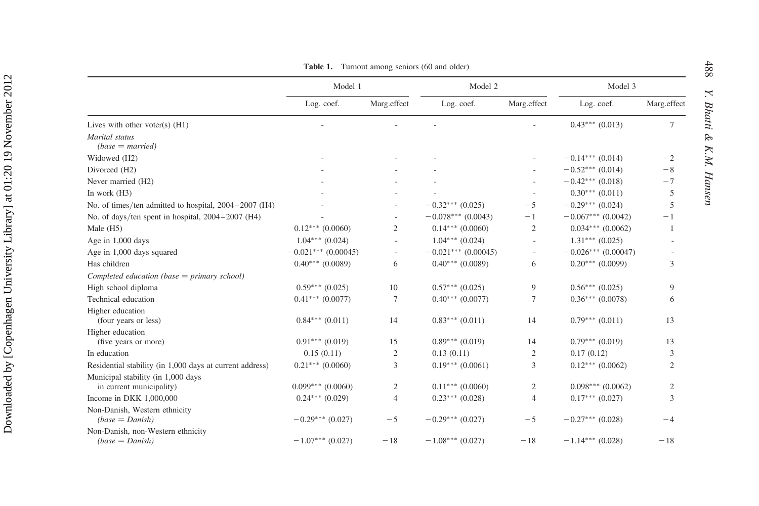**Table 1.** Turnout among seniors (60 and older)

| | Model 1 | | Model 2 | | Model 3 | |
|---|---|---|---|---|---|---|
| | Log. coef. | Marg.effect | Log. coef. | Marg.effect | Log. coef. | Marg.effect |
| Lives with other voter(s) (H1) | - | - | - | - | 0.43*** (0.013) | 7 |
| *Marital status (base = married)* | | | | | | |
| Widowed (H2) | - | - | - | - | −0.14*** (0.014) | −2 |
| Divorced (H2) | - | - | - | - | −0.52*** (0.014) | −8 |
| Never married (H2) | - | - | - | - | −0.42*** (0.018) | −7 |
| In work (H3) | - | - | - | - | 0.30*** (0.011) | 5 |
| No. of times/ten admitted to hospital, 2004–2007 (H4) | - | - | −0.32*** (0.025) | −5 | −0.29*** (0.024) | −5 |
| No. of days/ten spent in hospital, 2004–2007 (H4) | - | - | −0.078*** (0.0043) | −1 | −0.067*** (0.0042) | −1 |
| Male (H5) | 0.12*** (0.0060) | 2 | 0.14*** (0.0060) | 2 | 0.034*** (0.0062) | 1 |
| Age in 1,000 days | 1.04*** (0.024) | - | 1.04*** (0.024) | - | 1.31*** (0.025) | - |
| Age in 1,000 days squared | −0.021*** (0.00045) | - | −0.021*** (0.00045) | - | −0.026*** (0.00047) | - |
| Has children | 0.40*** (0.0089) | 6 | 0.40*** (0.0089) | 6 | 0.20*** (0.0099) | 3 |
| *Completed education (base = primary school)* | | | | | | |
| High school diploma | 0.59*** (0.025) | 10 | 0.57*** (0.025) | 9 | 0.56*** (0.025) | 9 |
| Technical education | 0.41*** (0.0077) | 7 | 0.40*** (0.0077) | 7 | 0.36*** (0.0078) | 6 |
| Higher education (four years or less) | 0.84*** (0.011) | 14 | 0.83*** (0.011) | 14 | 0.79*** (0.011) | 13 |
| Higher education (five years or more) | 0.91*** (0.019) | 15 | 0.89*** (0.019) | 14 | 0.79*** (0.019) | 13 |
| In education | 0.15 (0.11) | 2 | 0.13 (0.11) | 2 | 0.17 (0.12) | 3 |
| Residential stability (in 1,000 days at current address) | 0.21*** (0.0060) | 3 | 0.19*** (0.0061) | 3 | 0.12*** (0.0062) | 2 |
| Municipal stability (in 1,000 days in current municipality) | 0.099*** (0.0060) | 2 | 0.11*** (0.0060) | 2 | 0.098*** (0.0062) | 2 |
| Income in DKK 1,000,000 | 0.24*** (0.029) | 4 | 0.23*** (0.028) | 4 | 0.17*** (0.027) | 3 |
| Non-Danish, Western ethnicity *(base = Danish)* | −0.29*** (0.027) | −5 | −0.29*** (0.027) | −5 | −0.27*** (0.028) | −4 |
| Non-Danish, non-Western ethnicity *(base = Danish)* | −1.07*** (0.027) | −18 | −1.08*** (0.027) | −18 | −1.14*** (0.028) | −18 |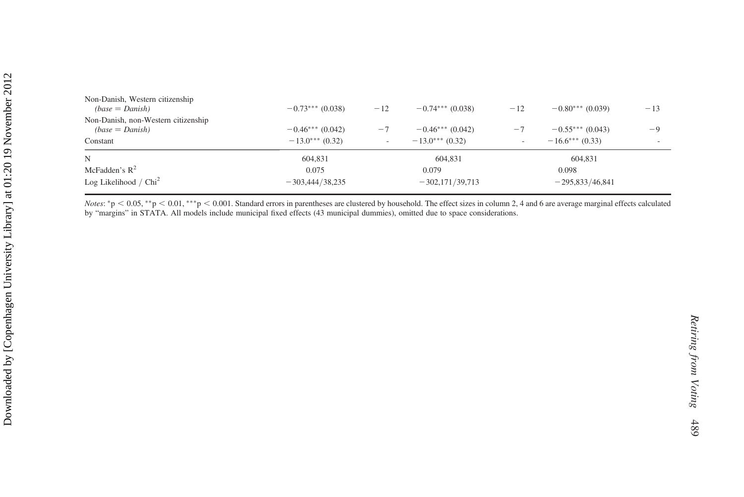| | | | | | | |
|---|---|---|---|---|---|---|
| Non-Danish, Western citizenship *(base = Danish)* | $-0.73^{***}$ (0.038) | $-12$ | $-0.74^{***}$ (0.038) | $-12$ | $-0.80^{***}$ (0.039) | $-13$ |
| Non-Danish, non-Western citizenship *(base = Danish)* | $-0.46^{***}$ (0.042) | $-7$ | $-0.46^{***}$ (0.042) | $-7$ | $-0.55^{***}$ (0.043) | $-9$ |
| Constant | $-13.0^{***}$ (0.32) | - | $-13.0^{***}$ (0.32) | - | $-16.6^{***}$ (0.33) | - |
| N | 604,831 | | 604,831 | | 604,831 | |
| McFadden's $R^2$ | 0.075 | | 0.079 | | 0.098 | |
| Log Likelihood / $Chi^2$ | $-303{,}444/38{,}235$ | | $-302{,}171/39{,}713$ | | $-295{,}833/46{,}841$ | |

*Notes*: $^{*}p < 0.05$, $^{**}p < 0.01$, $^{***}p < 0.001$. Standard errors in parentheses are clustered by household. The effect sizes in column 2, 4 and 6 are average marginal effects calculated by "margins" in STATA. All models include municipal fixed effects (43 municipal dummies), omitted due to space considerations.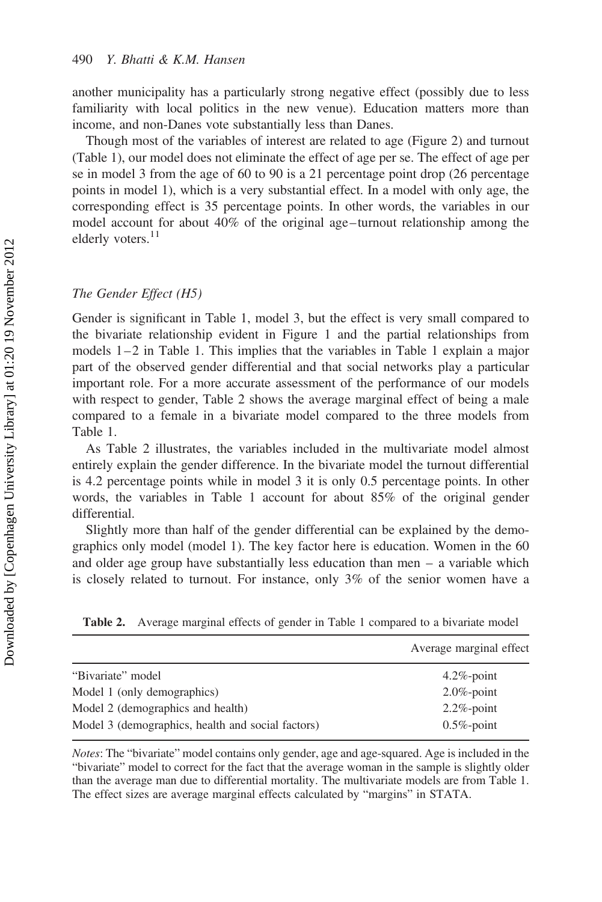another municipality has a particularly strong negative effect (possibly due to less familiarity with local politics in the new venue). Education matters more than income, and non-Danes vote substantially less than Danes.

Though most of the variables of interest are related to age (Figure 2) and turnout (Table 1), our model does not eliminate the effect of age per se. The effect of age per se in model 3 from the age of 60 to 90 is a 21 percentage point drop (26 percentage points in model 1), which is a very substantial effect. In a model with only age, the corresponding effect is 35 percentage points. In other words, the variables in our model account for about 40% of the original age–turnout relationship among the elderly voters.[11]

### *The Gender Effect (H5)*

Gender is significant in Table 1, model 3, but the effect is very small compared to the bivariate relationship evident in Figure 1 and the partial relationships from models 1–2 in Table 1. This implies that the variables in Table 1 explain a major part of the observed gender differential and that social networks play a particular important role. For a more accurate assessment of the performance of our models with respect to gender, Table 2 shows the average marginal effect of being a male compared to a female in a bivariate model compared to the three models from Table 1.

As Table 2 illustrates, the variables included in the multivariate model almost entirely explain the gender difference. In the bivariate model the turnout differential is 4.2 percentage points while in model 3 it is only 0.5 percentage points. In other words, the variables in Table 1 account for about 85% of the original gender differential.

Slightly more than half of the gender differential can be explained by the demographics only model (model 1). The key factor here is education. Women in the 60 and older age group have substantially less education than men – a variable which is closely related to turnout. For instance, only 3% of the senior women have a

**Table 2.** Average marginal effects of gender in Table 1 compared to a bivariate model

| | Average marginal effect |
|---|---|
| "Bivariate" model | 4.2%-point |
| Model 1 (only demographics) | 2.0%-point |
| Model 2 (demographics and health) | 2.2%-point |
| Model 3 (demographics, health and social factors) | 0.5%-point |

*Notes*: The "bivariate" model contains only gender, age and age-squared. Age is included in the "bivariate" model to correct for the fact that the average woman in the sample is slightly older than the average man due to differential mortality. The multivariate models are from Table 1. The effect sizes are average marginal effects calculated by "margins" in STATA.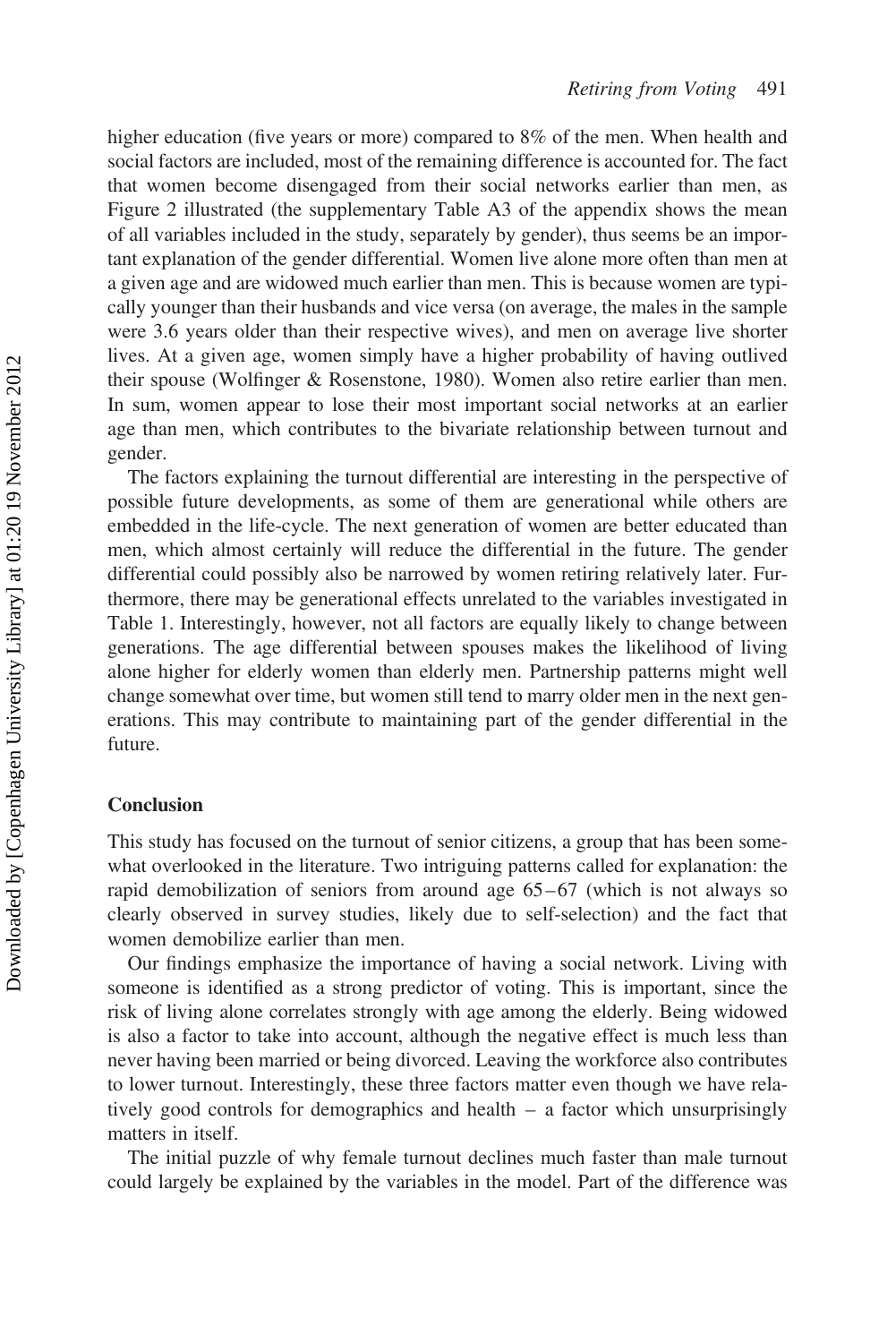higher education (five years or more) compared to 8% of the men. When health and social factors are included, most of the remaining difference is accounted for. The fact that women become disengaged from their social networks earlier than men, as Figure 2 illustrated (the supplementary Table A3 of the appendix shows the mean of all variables included in the study, separately by gender), thus seems be an important explanation of the gender differential. Women live alone more often than men at a given age and are widowed much earlier than men. This is because women are typically younger than their husbands and vice versa (on average, the males in the sample were 3.6 years older than their respective wives), and men on average live shorter lives. At a given age, women simply have a higher probability of having outlived their spouse (Wolfinger & Rosenstone, 1980). Women also retire earlier than men. In sum, women appear to lose their most important social networks at an earlier age than men, which contributes to the bivariate relationship between turnout and gender.

The factors explaining the turnout differential are interesting in the perspective of possible future developments, as some of them are generational while others are embedded in the life-cycle. The next generation of women are better educated than men, which almost certainly will reduce the differential in the future. The gender differential could possibly also be narrowed by women retiring relatively later. Furthermore, there may be generational effects unrelated to the variables investigated in Table 1. Interestingly, however, not all factors are equally likely to change between generations. The age differential between spouses makes the likelihood of living alone higher for elderly women than elderly men. Partnership patterns might well change somewhat over time, but women still tend to marry older men in the next generations. This may contribute to maintaining part of the gender differential in the future.

## Conclusion

This study has focused on the turnout of senior citizens, a group that has been somewhat overlooked in the literature. Two intriguing patterns called for explanation: the rapid demobilization of seniors from around age 65–67 (which is not always so clearly observed in survey studies, likely due to self-selection) and the fact that women demobilize earlier than men.

Our findings emphasize the importance of having a social network. Living with someone is identified as a strong predictor of voting. This is important, since the risk of living alone correlates strongly with age among the elderly. Being widowed is also a factor to take into account, although the negative effect is much less than never having been married or being divorced. Leaving the workforce also contributes to lower turnout. Interestingly, these three factors matter even though we have relatively good controls for demographics and health – a factor which unsurprisingly matters in itself.

The initial puzzle of why female turnout declines much faster than male turnout could largely be explained by the variables in the model. Part of the difference was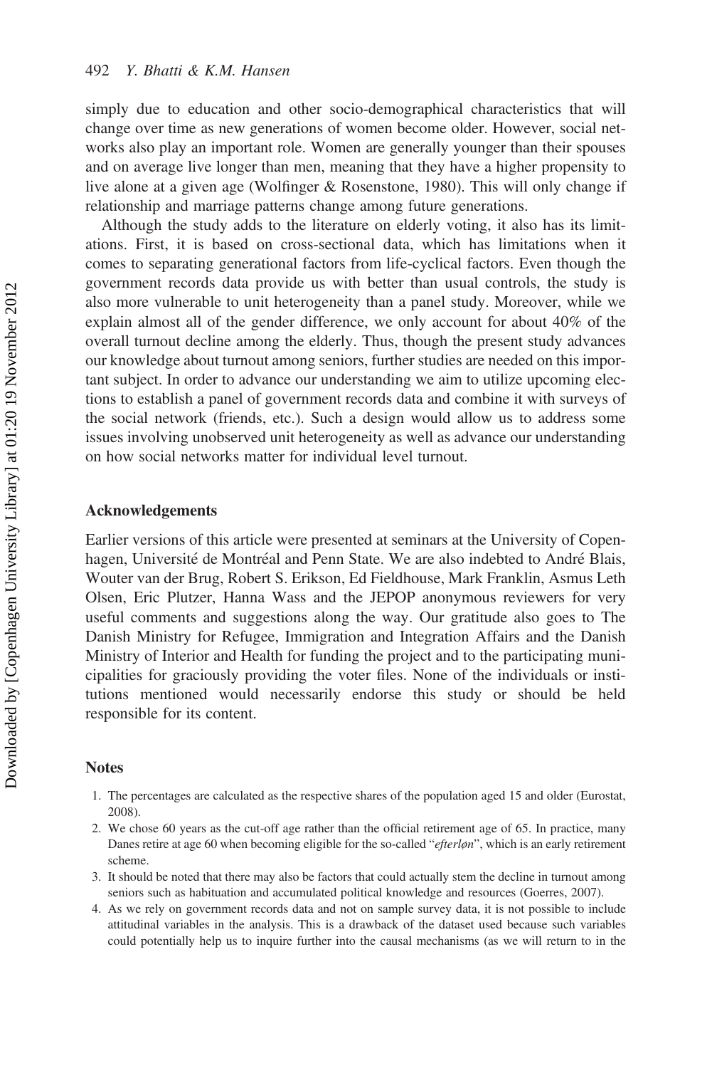simply due to education and other socio-demographical characteristics that will change over time as new generations of women become older. However, social networks also play an important role. Women are generally younger than their spouses and on average live longer than men, meaning that they have a higher propensity to live alone at a given age (Wolfinger & Rosenstone, 1980). This will only change if relationship and marriage patterns change among future generations.

Although the study adds to the literature on elderly voting, it also has its limitations. First, it is based on cross-sectional data, which has limitations when it comes to separating generational factors from life-cyclical factors. Even though the government records data provide us with better than usual controls, the study is also more vulnerable to unit heterogeneity than a panel study. Moreover, while we explain almost all of the gender difference, we only account for about 40% of the overall turnout decline among the elderly. Thus, though the present study advances our knowledge about turnout among seniors, further studies are needed on this important subject. In order to advance our understanding we aim to utilize upcoming elections to establish a panel of government records data and combine it with surveys of the social network (friends, etc.). Such a design would allow us to address some issues involving unobserved unit heterogeneity as well as advance our understanding on how social networks matter for individual level turnout.

## Acknowledgements

Earlier versions of this article were presented at seminars at the University of Copenhagen, Université de Montréal and Penn State. We are also indebted to André Blais, Wouter van der Brug, Robert S. Erikson, Ed Fieldhouse, Mark Franklin, Asmus Leth Olsen, Eric Plutzer, Hanna Wass and the JEPOP anonymous reviewers for very useful comments and suggestions along the way. Our gratitude also goes to The Danish Ministry for Refugee, Immigration and Integration Affairs and the Danish Ministry of Interior and Health for funding the project and to the participating municipalities for graciously providing the voter files. None of the individuals or institutions mentioned would necessarily endorse this study or should be held responsible for its content.

## Notes

1. The percentages are calculated as the respective shares of the population aged 15 and older (Eurostat, 2008).
2. We chose 60 years as the cut-off age rather than the official retirement age of 65. In practice, many Danes retire at age 60 when becoming eligible for the so-called "*efterløn*", which is an early retirement scheme.
3. It should be noted that there may also be factors that could actually stem the decline in turnout among seniors such as habituation and accumulated political knowledge and resources (Goerres, 2007).
4. As we rely on government records data and not on sample survey data, it is not possible to include attitudinal variables in the analysis. This is a drawback of the dataset used because such variables could potentially help us to inquire further into the causal mechanisms (as we will return to in the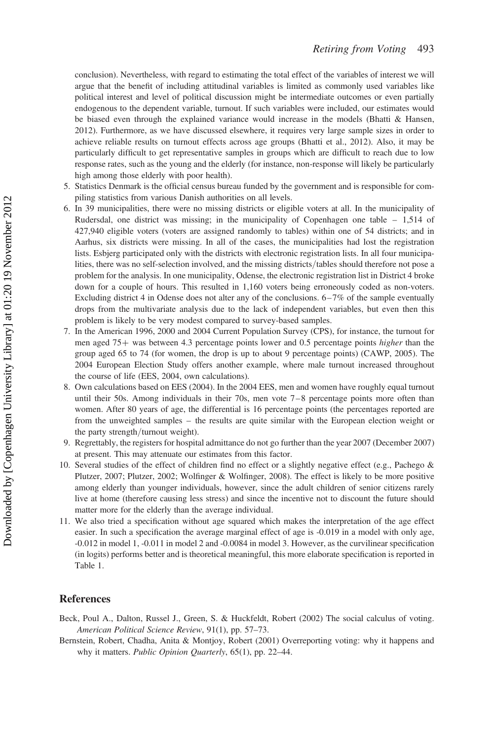conclusion). Nevertheless, with regard to estimating the total effect of the variables of interest we will argue that the benefit of including attitudinal variables is limited as commonly used variables like political interest and level of political discussion might be intermediate outcomes or even partially endogenous to the dependent variable, turnout. If such variables were included, our estimates would be biased even through the explained variance would increase in the models (Bhatti & Hansen, 2012). Furthermore, as we have discussed elsewhere, it requires very large sample sizes in order to achieve reliable results on turnout effects across age groups (Bhatti et al., 2012). Also, it may be particularly difficult to get representative samples in groups which are difficult to reach due to low response rates, such as the young and the elderly (for instance, non-response will likely be particularly high among those elderly with poor health).

5. Statistics Denmark is the official census bureau funded by the government and is responsible for compiling statistics from various Danish authorities on all levels.
6. In 39 municipalities, there were no missing districts or eligible voters at all. In the municipality of Rudersdal, one district was missing; in the municipality of Copenhagen one table – 1,514 of 427,940 eligible voters (voters are assigned randomly to tables) within one of 54 districts; and in Aarhus, six districts were missing. In all of the cases, the municipalities had lost the registration lists. Esbjerg participated only with the districts with electronic registration lists. In all four municipalities, there was no self-selection involved, and the missing districts/tables should therefore not pose a problem for the analysis. In one municipality, Odense, the electronic registration list in District 4 broke down for a couple of hours. This resulted in 1,160 voters being erroneously coded as non-voters. Excluding district 4 in Odense does not alter any of the conclusions. 6–7% of the sample eventually drops from the multivariate analysis due to the lack of independent variables, but even then this problem is likely to be very modest compared to survey-based samples.
7. In the American 1996, 2000 and 2004 Current Population Survey (CPS), for instance, the turnout for men aged 75+ was between 4.3 percentage points lower and 0.5 percentage points *higher* than the group aged 65 to 74 (for women, the drop is up to about 9 percentage points) (CAWP, 2005). The 2004 European Election Study offers another example, where male turnout increased throughout the course of life (EES, 2004, own calculations).
8. Own calculations based on EES (2004). In the 2004 EES, men and women have roughly equal turnout until their 50s. Among individuals in their 70s, men vote 7–8 percentage points more often than women. After 80 years of age, the differential is 16 percentage points (the percentages reported are from the unweighted samples – the results are quite similar with the European election weight or the party strength/turnout weight).
9. Regrettably, the registers for hospital admittance do not go further than the year 2007 (December 2007) at present. This may attenuate our estimates from this factor.
10. Several studies of the effect of children find no effect or a slightly negative effect (e.g., Pachego & Plutzer, 2007; Plutzer, 2002; Wolfinger & Wolfinger, 2008). The effect is likely to be more positive among elderly than younger individuals, however, since the adult children of senior citizens rarely live at home (therefore causing less stress) and since the incentive not to discount the future should matter more for the elderly than the average individual.
11. We also tried a specification without age squared which makes the interpretation of the age effect easier. In such a specification the average marginal effect of age is -0.019 in a model with only age, -0.012 in model 1, -0.011 in model 2 and -0.0084 in model 3. However, as the curvilinear specification (in logits) performs better and is theoretical meaningful, this more elaborate specification is reported in Table 1.

## References

Beck, Poul A., Dalton, Russel J., Green, S. & Huckfeldt, Robert (2002) The social calculus of voting. *American Political Science Review*, 91(1), pp. 57–73.

Bernstein, Robert, Chadha, Anita & Montjoy, Robert (2001) Overreporting voting: why it happens and why it matters. *Public Opinion Quarterly*, 65(1), pp. 22–44.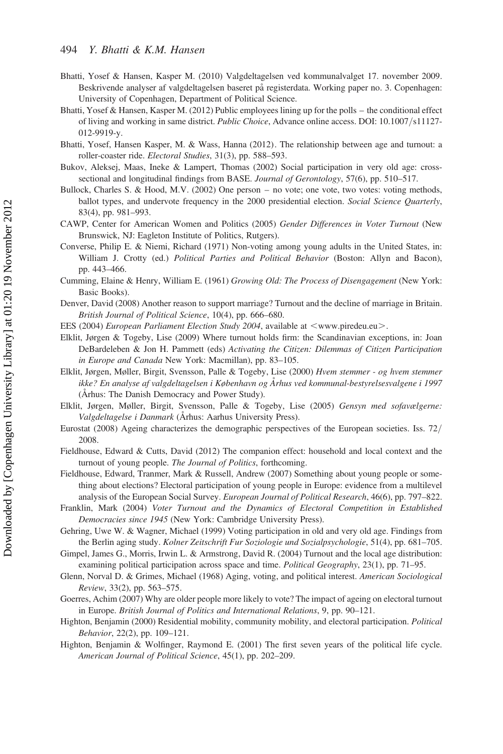Bhatti, Yosef & Hansen, Kasper M. (2010) Valgdeltagelsen ved kommunalvalget 17. november 2009. Beskrivende analyser af valgdeltagelsen baseret på registerdata. Working paper no. 3. Copenhagen: University of Copenhagen, Department of Political Science.

Bhatti, Yosef & Hansen, Kasper M. (2012) Public employees lining up for the polls – the conditional effect of living and working in same district. *Public Choice*, Advance online access. DOI: 10.1007/s11127-012-9919-y.

Bhatti, Yosef, Hansen Kasper, M. & Wass, Hanna (2012). The relationship between age and turnout: a roller-coaster ride. *Electoral Studies*, 31(3), pp. 588–593.

Bukov, Aleksej, Maas, Ineke & Lampert, Thomas (2002) Social participation in very old age: cross-sectional and longitudinal findings from BASE. *Journal of Gerontology*, 57(6), pp. 510–517.

Bullock, Charles S. & Hood, M.V. (2002) One person – no vote; one vote, two votes: voting methods, ballot types, and undervote frequency in the 2000 presidential election. *Social Science Quarterly*, 83(4), pp. 981–993.

CAWP, Center for American Women and Politics (2005) *Gender Differences in Voter Turnout* (New Brunswick, NJ: Eagleton Institute of Politics, Rutgers).

Converse, Philip E. & Niemi, Richard (1971) Non-voting among young adults in the United States, in: William J. Crotty (ed.) *Political Parties and Political Behavior* (Boston: Allyn and Bacon), pp. 443–466.

Cumming, Elaine & Henry, William E. (1961) *Growing Old: The Process of Disengagement* (New York: Basic Books).

Denver, David (2008) Another reason to support marriage? Turnout and the decline of marriage in Britain. *British Journal of Political Science*, 10(4), pp. 666–680.

EES (2004) *European Parliament Election Study 2004*, available at <www.piredeu.eu>.

Elklit, Jørgen & Togeby, Lise (2009) Where turnout holds firm: the Scandinavian exceptions, in: Joan DeBardeleben & Jon H. Pammett (eds) *Activating the Citizen: Dilemmas of Citizen Participation in Europe and Canada* New York: Macmillan), pp. 83–105.

Elklit, Jørgen, Møller, Birgit, Svensson, Palle & Togeby, Lise (2000) *Hvem stemmer - og hvem stemmer ikke? En analyse af valgdeltagelsen i København og Århus ved kommunal-bestyrelsesvalgene i 1997* (Århus: The Danish Democracy and Power Study).

Elklit, Jørgen, Møller, Birgit, Svensson, Palle & Togeby, Lise (2005) *Gensyn med sofavælgerne: Valgdeltagelse i Danmark* (Århus: Aarhus University Press).

Eurostat (2008) Ageing characterizes the demographic perspectives of the European societies. Iss. 72/2008.

Fieldhouse, Edward & Cutts, David (2012) The companion effect: household and local context and the turnout of young people. *The Journal of Politics*, forthcoming.

Fieldhouse, Edward, Tranmer, Mark & Russell, Andrew (2007) Something about young people or something about elections? Electoral participation of young people in Europe: evidence from a multilevel analysis of the European Social Survey. *European Journal of Political Research*, 46(6), pp. 797–822.

Franklin, Mark (2004) *Voter Turnout and the Dynamics of Electoral Competition in Established Democracies since 1945* (New York: Cambridge University Press).

Gehring, Uwe W. & Wagner, Michael (1999) Voting participation in old and very old age. Findings from the Berlin aging study. *Kolner Zeitschrift Fur Soziologie und Sozialpsychologie*, 51(4), pp. 681–705.

Gimpel, James G., Morris, Irwin L. & Armstrong, David R. (2004) Turnout and the local age distribution: examining political participation across space and time. *Political Geography*, 23(1), pp. 71–95.

Glenn, Norval D. & Grimes, Michael (1968) Aging, voting, and political interest. *American Sociological Review*, 33(2), pp. 563–575.

Goerres, Achim (2007) Why are older people more likely to vote? The impact of ageing on electoral turnout in Europe. *British Journal of Politics and International Relations*, 9, pp. 90–121.

Highton, Benjamin (2000) Residential mobility, community mobility, and electoral participation. *Political Behavior*, 22(2), pp. 109–121.

Highton, Benjamin & Wolfinger, Raymond E. (2001) The first seven years of the political life cycle. *American Journal of Political Science*, 45(1), pp. 202–209.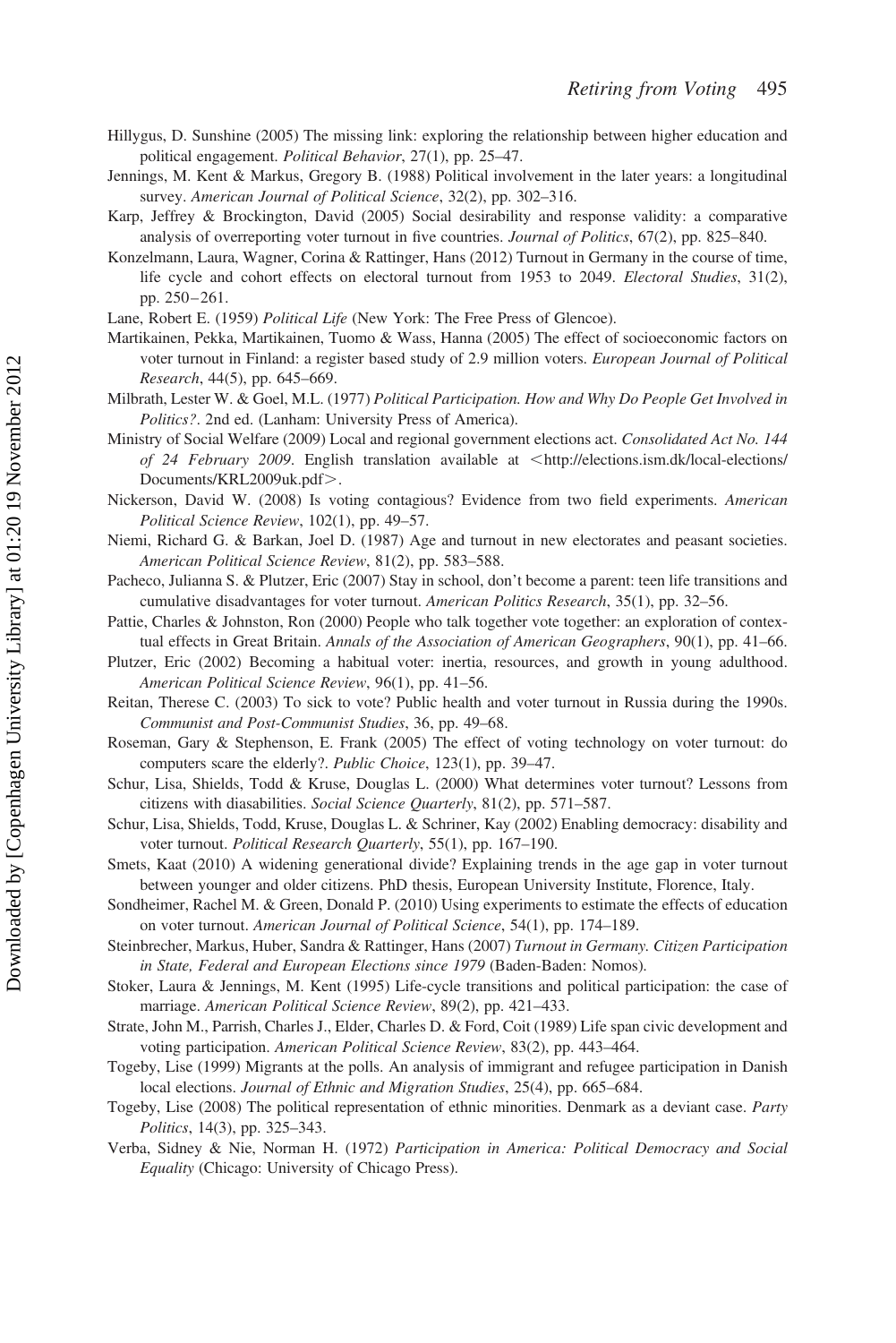Hillygus, D. Sunshine (2005) The missing link: exploring the relationship between higher education and political engagement. *Political Behavior*, 27(1), pp. 25–47.

Jennings, M. Kent & Markus, Gregory B. (1988) Political involvement in the later years: a longitudinal survey. *American Journal of Political Science*, 32(2), pp. 302–316.

Karp, Jeffrey & Brockington, David (2005) Social desirability and response validity: a comparative analysis of overreporting voter turnout in five countries. *Journal of Politics*, 67(2), pp. 825–840.

Konzelmann, Laura, Wagner, Corina & Rattinger, Hans (2012) Turnout in Germany in the course of time, life cycle and cohort effects on electoral turnout from 1953 to 2049. *Electoral Studies*, 31(2), pp. 250–261.

Lane, Robert E. (1959) *Political Life* (New York: The Free Press of Glencoe).

Martikainen, Pekka, Martikainen, Tuomo & Wass, Hanna (2005) The effect of socioeconomic factors on voter turnout in Finland: a register based study of 2.9 million voters. *European Journal of Political Research*, 44(5), pp. 645–669.

Milbrath, Lester W. & Goel, M.L. (1977) *Political Participation. How and Why Do People Get Involved in Politics?*. 2nd ed. (Lanham: University Press of America).

Ministry of Social Welfare (2009) Local and regional government elections act. *Consolidated Act No. 144 of 24 February 2009*. English translation available at <http://elections.ism.dk/local-elections/Documents/KRL2009uk.pdf>.

Nickerson, David W. (2008) Is voting contagious? Evidence from two field experiments. *American Political Science Review*, 102(1), pp. 49–57.

Niemi, Richard G. & Barkan, Joel D. (1987) Age and turnout in new electorates and peasant societies. *American Political Science Review*, 81(2), pp. 583–588.

Pacheco, Julianna S. & Plutzer, Eric (2007) Stay in school, don't become a parent: teen life transitions and cumulative disadvantages for voter turnout. *American Politics Research*, 35(1), pp. 32–56.

Pattie, Charles & Johnston, Ron (2000) People who talk together vote together: an exploration of contextual effects in Great Britain. *Annals of the Association of American Geographers*, 90(1), pp. 41–66.

Plutzer, Eric (2002) Becoming a habitual voter: inertia, resources, and growth in young adulthood. *American Political Science Review*, 96(1), pp. 41–56.

Reitan, Therese C. (2003) To sick to vote? Public health and voter turnout in Russia during the 1990s. *Communist and Post-Communist Studies*, 36, pp. 49–68.

Roseman, Gary & Stephenson, E. Frank (2005) The effect of voting technology on voter turnout: do computers scare the elderly?. *Public Choice*, 123(1), pp. 39–47.

Schur, Lisa, Shields, Todd & Kruse, Douglas L. (2000) What determines voter turnout? Lessons from citizens with diasabilities. *Social Science Quarterly*, 81(2), pp. 571–587.

Schur, Lisa, Shields, Todd, Kruse, Douglas L. & Schriner, Kay (2002) Enabling democracy: disability and voter turnout. *Political Research Quarterly*, 55(1), pp. 167–190.

Smets, Kaat (2010) A widening generational divide? Explaining trends in the age gap in voter turnout between younger and older citizens. PhD thesis, European University Institute, Florence, Italy.

Sondheimer, Rachel M. & Green, Donald P. (2010) Using experiments to estimate the effects of education on voter turnout. *American Journal of Political Science*, 54(1), pp. 174–189.

Steinbrecher, Markus, Huber, Sandra & Rattinger, Hans (2007) *Turnout in Germany. Citizen Participation in State, Federal and European Elections since 1979* (Baden-Baden: Nomos).

Stoker, Laura & Jennings, M. Kent (1995) Life-cycle transitions and political participation: the case of marriage. *American Political Science Review*, 89(2), pp. 421–433.

Strate, John M., Parrish, Charles J., Elder, Charles D. & Ford, Coit (1989) Life span civic development and voting participation. *American Political Science Review*, 83(2), pp. 443–464.

Togeby, Lise (1999) Migrants at the polls. An analysis of immigrant and refugee participation in Danish local elections. *Journal of Ethnic and Migration Studies*, 25(4), pp. 665–684.

Togeby, Lise (2008) The political representation of ethnic minorities. Denmark as a deviant case. *Party Politics*, 14(3), pp. 325–343.

Verba, Sidney & Nie, Norman H. (1972) *Participation in America: Political Democracy and Social Equality* (Chicago: University of Chicago Press).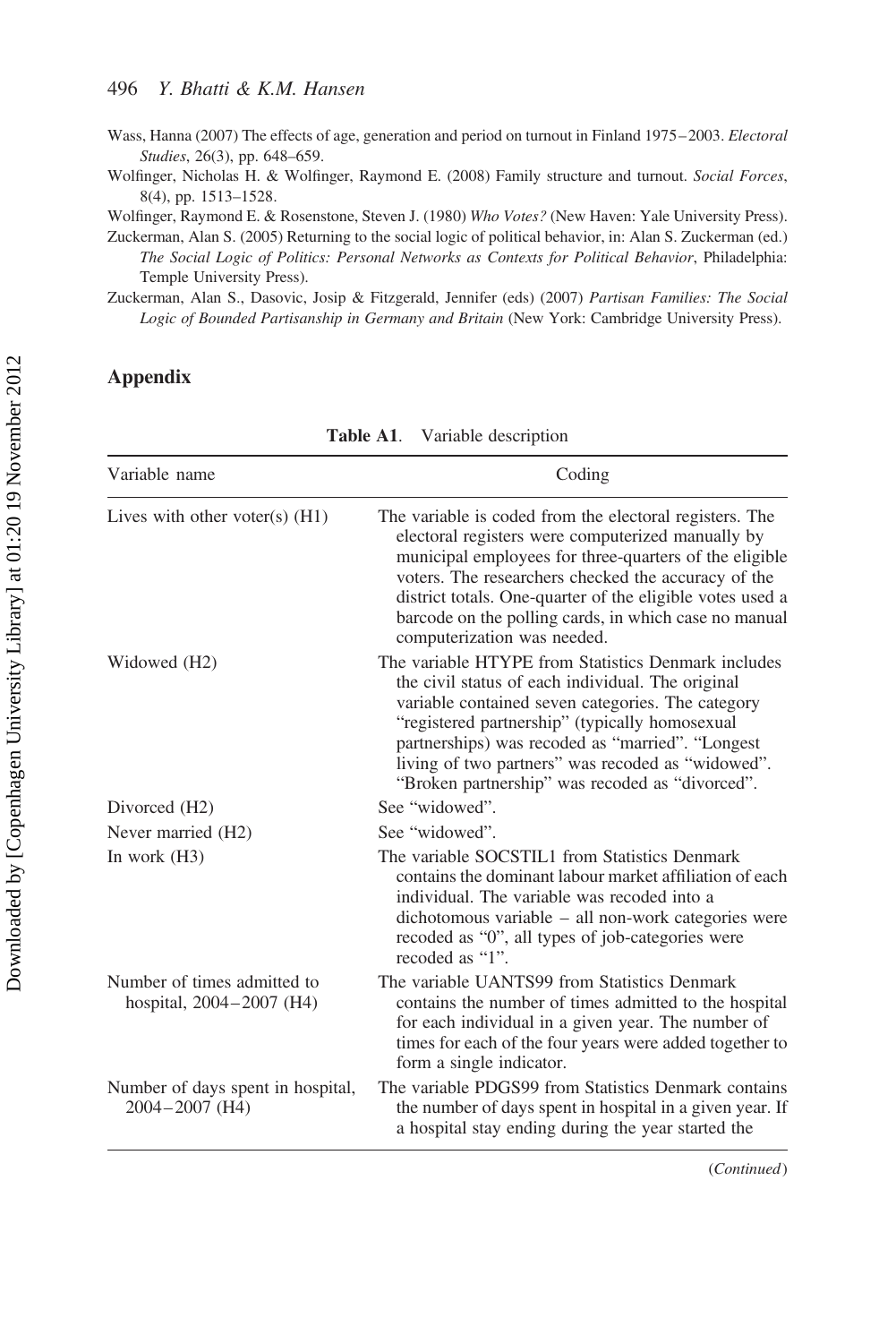Wass, Hanna (2007) The effects of age, generation and period on turnout in Finland 1975–2003. *Electoral Studies*, 26(3), pp. 648–659.

Wolfinger, Nicholas H. & Wolfinger, Raymond E. (2008) Family structure and turnout. *Social Forces*, 8(4), pp. 1513–1528.

Wolfinger, Raymond E. & Rosenstone, Steven J. (1980) *Who Votes?* (New Haven: Yale University Press).

Zuckerman, Alan S. (2005) Returning to the social logic of political behavior, in: Alan S. Zuckerman (ed.) *The Social Logic of Politics: Personal Networks as Contexts for Political Behavior*, Philadelphia: Temple University Press).

Zuckerman, Alan S., Dasovic, Josip & Fitzgerald, Jennifer (eds) (2007) *Partisan Families: The Social Logic of Bounded Partisanship in Germany and Britain* (New York: Cambridge University Press).

## Appendix

**Table A1**. Variable description

| Variable name | Coding |
|---|---|
| Lives with other voter(s) (H1) | The variable is coded from the electoral registers. The electoral registers were computerized manually by municipal employees for three-quarters of the eligible voters. The researchers checked the accuracy of the district totals. One-quarter of the eligible votes used a barcode on the polling cards, in which case no manual computerization was needed. |
| Widowed (H2) | The variable HTYPE from Statistics Denmark includes the civil status of each individual. The original variable contained seven categories. The category "registered partnership" (typically homosexual partnerships) was recoded as "married". "Longest living of two partners" was recoded as "widowed". "Broken partnership" was recoded as "divorced". |
| Divorced (H2) | See "widowed". |
| Never married (H2) | See "widowed". |
| In work (H3) | The variable SOCSTIL1 from Statistics Denmark contains the dominant labour market affiliation of each individual. The variable was recoded into a dichotomous variable – all non-work categories were recoded as "0", all types of job-categories were recoded as "1". |
| Number of times admitted to hospital, 2004–2007 (H4) | The variable UANTS99 from Statistics Denmark contains the number of times admitted to the hospital for each individual in a given year. The number of times for each of the four years were added together to form a single indicator. |
| Number of days spent in hospital, 2004–2007 (H4) | The variable PDGS99 from Statistics Denmark contains the number of days spent in hospital in a given year. If a hospital stay ending during the year started the |

(*Continued*)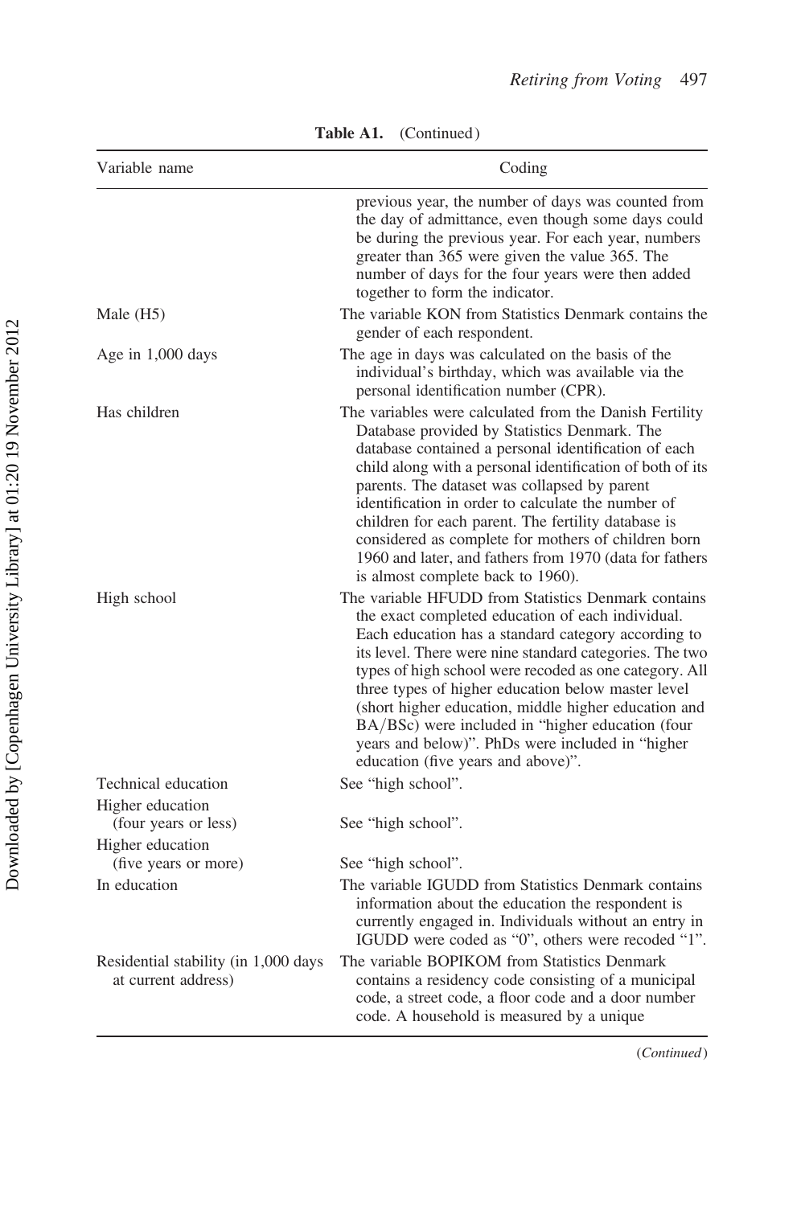**Table A1.** (Continued)

| Variable name | Coding |
| --- | --- |
| | previous year, the number of days was counted from the day of admittance, even though some days could be during the previous year. For each year, numbers greater than 365 were given the value 365. The number of days for the four years were then added together to form the indicator. |
| Male (H5) | The variable KON from Statistics Denmark contains the gender of each respondent. |
| Age in 1,000 days | The age in days was calculated on the basis of the individual's birthday, which was available via the personal identification number (CPR). |
| Has children | The variables were calculated from the Danish Fertility Database provided by Statistics Denmark. The database contained a personal identification of each child along with a personal identification of both of its parents. The dataset was collapsed by parent identification in order to calculate the number of children for each parent. The fertility database is considered as complete for mothers of children born 1960 and later, and fathers from 1970 (data for fathers is almost complete back to 1960). |
| High school | The variable HFUDD from Statistics Denmark contains the exact completed education of each individual. Each education has a standard category according to its level. There were nine standard categories. The two types of high school were recoded as one category. All three types of higher education below master level (short higher education, middle higher education and BA/BSc) were included in "higher education (four years and below)". PhDs were included in "higher education (five years and above)". |
| Technical education | See "high school". |
| Higher education (four years or less) | See "high school". |
| Higher education (five years or more) | See "high school". |
| In education | The variable IGUDD from Statistics Denmark contains information about the education the respondent is currently engaged in. Individuals without an entry in IGUDD were coded as "0", others were recoded "1". |
| Residential stability (in 1,000 days at current address) | The variable BOPIKOM from Statistics Denmark contains a residency code consisting of a municipal code, a street code, a floor code and a door number code. A household is measured by a unique |

(*Continued*)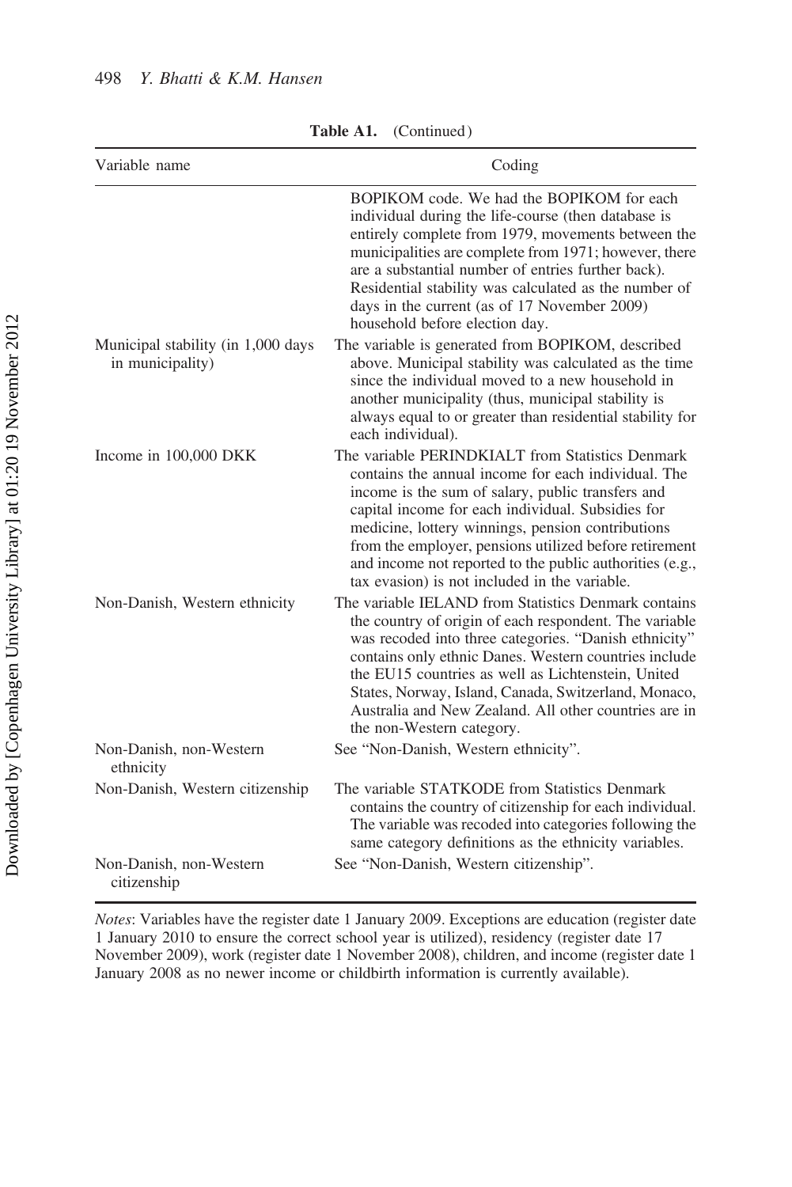**Table A1.** (Continued)

| Variable name | Coding |
|---|---|
| | BOPIKOM code. We had the BOPIKOM for each individual during the life-course (then database is entirely complete from 1979, movements between the municipalities are complete from 1971; however, there are a substantial number of entries further back). Residential stability was calculated as the number of days in the current (as of 17 November 2009) household before election day. |
| Municipal stability (in 1,000 days in municipality) | The variable is generated from BOPIKOM, described above. Municipal stability was calculated as the time since the individual moved to a new household in another municipality (thus, municipal stability is always equal to or greater than residential stability for each individual). |
| Income in 100,000 DKK | The variable PERINDKIALT from Statistics Denmark contains the annual income for each individual. The income is the sum of salary, public transfers and capital income for each individual. Subsidies for medicine, lottery winnings, pension contributions from the employer, pensions utilized before retirement and income not reported to the public authorities (e.g., tax evasion) is not included in the variable. |
| Non-Danish, Western ethnicity | The variable IELAND from Statistics Denmark contains the country of origin of each respondent. The variable was recoded into three categories. "Danish ethnicity" contains only ethnic Danes. Western countries include the EU15 countries as well as Lichtenstein, United States, Norway, Island, Canada, Switzerland, Monaco, Australia and New Zealand. All other countries are in the non-Western category. |
| Non-Danish, non-Western ethnicity | See "Non-Danish, Western ethnicity". |
| Non-Danish, Western citizenship | The variable STATKODE from Statistics Denmark contains the country of citizenship for each individual. The variable was recoded into categories following the same category definitions as the ethnicity variables. |
| Non-Danish, non-Western citizenship | See "Non-Danish, Western citizenship". |

*Notes*: Variables have the register date 1 January 2009. Exceptions are education (register date 1 January 2010 to ensure the correct school year is utilized), residency (register date 17 November 2009), work (register date 1 November 2008), children, and income (register date 1 January 2008 as no newer income or childbirth information is currently available).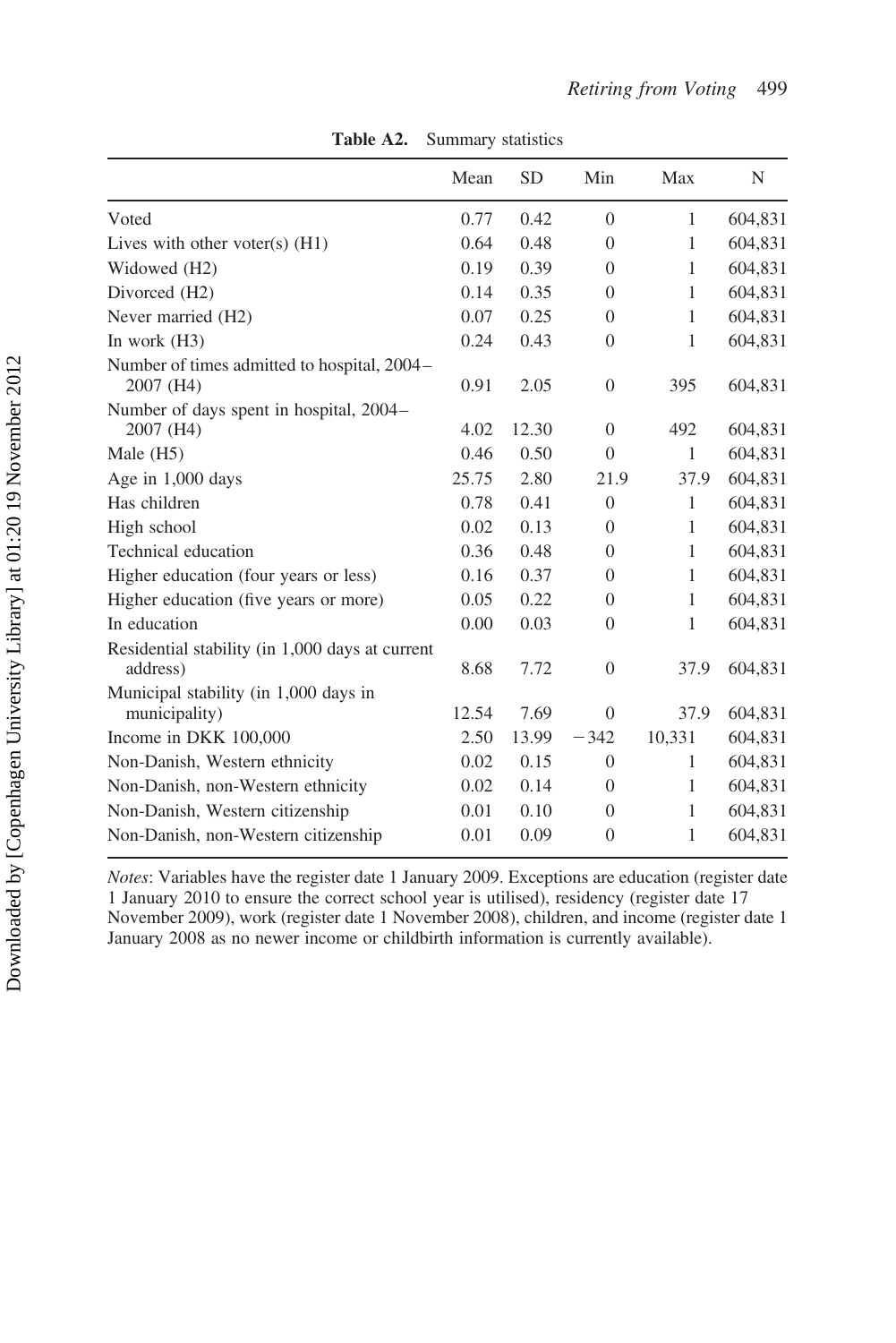**Table A2.** Summary statistics

| | Mean | SD | Min | Max | N |
|---|---|---|---|---|---|
| Voted | 0.77 | 0.42 | 0 | 1 | 604,831 |
| Lives with other voter(s) (H1) | 0.64 | 0.48 | 0 | 1 | 604,831 |
| Widowed (H2) | 0.19 | 0.39 | 0 | 1 | 604,831 |
| Divorced (H2) | 0.14 | 0.35 | 0 | 1 | 604,831 |
| Never married (H2) | 0.07 | 0.25 | 0 | 1 | 604,831 |
| In work (H3) | 0.24 | 0.43 | 0 | 1 | 604,831 |
| Number of times admitted to hospital, 2004–2007 (H4) | 0.91 | 2.05 | 0 | 395 | 604,831 |
| Number of days spent in hospital, 2004–2007 (H4) | 4.02 | 12.30 | 0 | 492 | 604,831 |
| Male (H5) | 0.46 | 0.50 | 0 | 1 | 604,831 |
| Age in 1,000 days | 25.75 | 2.80 | 21.9 | 37.9 | 604,831 |
| Has children | 0.78 | 0.41 | 0 | 1 | 604,831 |
| High school | 0.02 | 0.13 | 0 | 1 | 604,831 |
| Technical education | 0.36 | 0.48 | 0 | 1 | 604,831 |
| Higher education (four years or less) | 0.16 | 0.37 | 0 | 1 | 604,831 |
| Higher education (five years or more) | 0.05 | 0.22 | 0 | 1 | 604,831 |
| In education | 0.00 | 0.03 | 0 | 1 | 604,831 |
| Residential stability (in 1,000 days at current address) | 8.68 | 7.72 | 0 | 37.9 | 604,831 |
| Municipal stability (in 1,000 days in municipality) | 12.54 | 7.69 | 0 | 37.9 | 604,831 |
| Income in DKK 100,000 | 2.50 | 13.99 | −342 | 10,331 | 604,831 |
| Non-Danish, Western ethnicity | 0.02 | 0.15 | 0 | 1 | 604,831 |
| Non-Danish, non-Western ethnicity | 0.02 | 0.14 | 0 | 1 | 604,831 |
| Non-Danish, Western citizenship | 0.01 | 0.10 | 0 | 1 | 604,831 |
| Non-Danish, non-Western citizenship | 0.01 | 0.09 | 0 | 1 | 604,831 |

*Notes*: Variables have the register date 1 January 2009. Exceptions are education (register date 1 January 2010 to ensure the correct school year is utilised), residency (register date 17 November 2009), work (register date 1 November 2008), children, and income (register date 1 January 2008 as no newer income or childbirth information is currently available).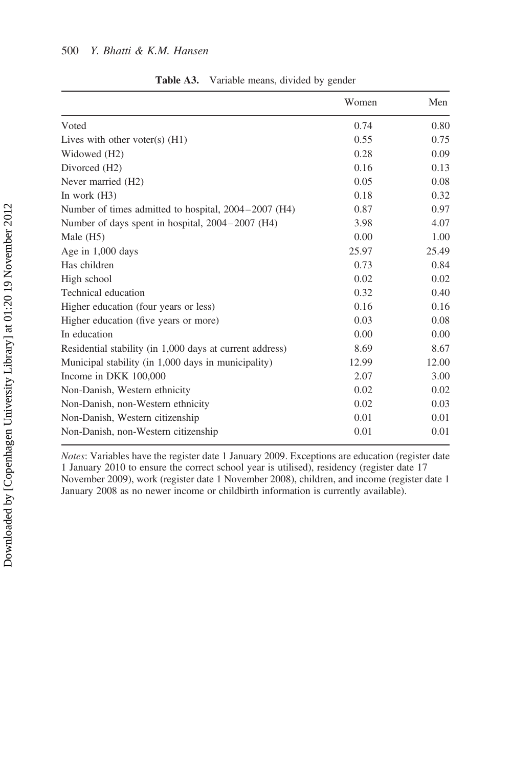**Table A3.** Variable means, divided by gender

| | Women | Men |
|---|---|---|
| Voted | 0.74 | 0.80 |
| Lives with other voter(s) (H1) | 0.55 | 0.75 |
| Widowed (H2) | 0.28 | 0.09 |
| Divorced (H2) | 0.16 | 0.13 |
| Never married (H2) | 0.05 | 0.08 |
| In work (H3) | 0.18 | 0.32 |
| Number of times admitted to hospital, 2004–2007 (H4) | 0.87 | 0.97 |
| Number of days spent in hospital, 2004–2007 (H4) | 3.98 | 4.07 |
| Male (H5) | 0.00 | 1.00 |
| Age in 1,000 days | 25.97 | 25.49 |
| Has children | 0.73 | 0.84 |
| High school | 0.02 | 0.02 |
| Technical education | 0.32 | 0.40 |
| Higher education (four years or less) | 0.16 | 0.16 |
| Higher education (five years or more) | 0.03 | 0.08 |
| In education | 0.00 | 0.00 |
| Residential stability (in 1,000 days at current address) | 8.69 | 8.67 |
| Municipal stability (in 1,000 days in municipality) | 12.99 | 12.00 |
| Income in DKK 100,000 | 2.07 | 3.00 |
| Non-Danish, Western ethnicity | 0.02 | 0.02 |
| Non-Danish, non-Western ethnicity | 0.02 | 0.03 |
| Non-Danish, Western citizenship | 0.01 | 0.01 |
| Non-Danish, non-Western citizenship | 0.01 | 0.01 |

*Notes*: Variables have the register date 1 January 2009. Exceptions are education (register date 1 January 2010 to ensure the correct school year is utilised), residency (register date 17 November 2009), work (register date 1 November 2008), children, and income (register date 1 January 2008 as no newer income or childbirth information is currently available).